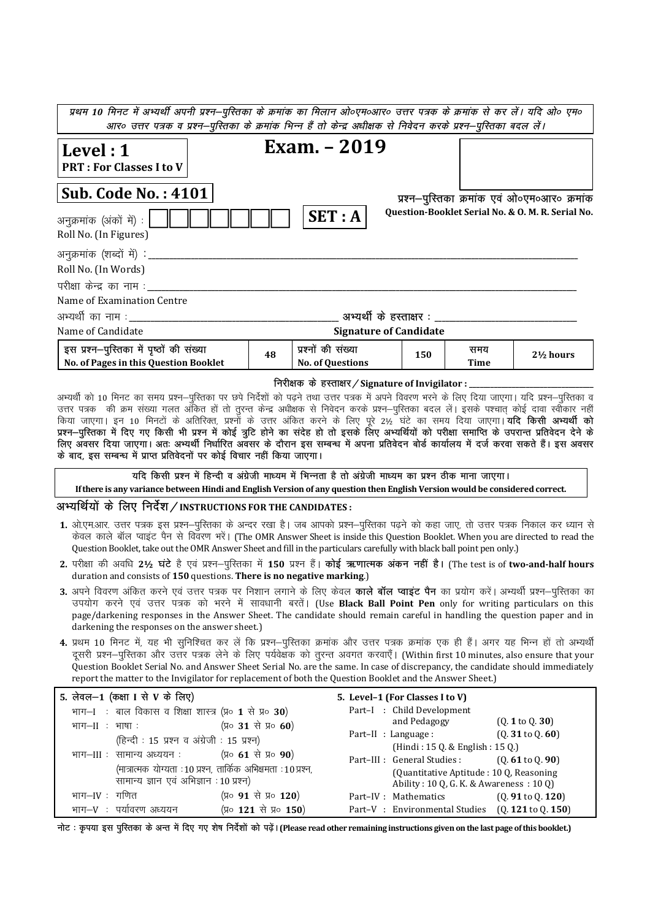*प्रथम 10 मिनट में अभ्यर्थी अपनी प्रश्न–पुस्तिका के क्रमांक का मिलान ओ०एम०आर० उत्तर पत्रक के क्रमांक से कर लें। यदि ओ० एम० आर० उत्तर पत्रक व प्रश्न–पुस्तिका के क्रमांक भिन्न हैं तो केन्द्र अधीक्षक से निवेदन करके प्रश्न–पुस्तिका बदल लें।*

**Level : 1**
**PRT : For Classes I to V**

# Exam. – 2019

**Sub. Code No. : 4101**

**SET : A**

प्रश्न–पुस्तिका क्रमांक एवं ओ०एम०आर० क्रमांक
**Question-Booklet Serial No. & O. M. R. Serial No.**

अनुक्रमांक (अंकों में) :
Roll No. (In Figures)

अनुक्रमांक (शब्दों में) : ____________________
Roll No. (In Words)

परीक्षा केन्द्र का नाम : ____________________
Name of Examination Centre

अभ्यर्थी का नाम : ____________________ अभ्यर्थी के हस्ताक्षर : ____________________
Name of Candidate **Signature of Candidate**

| इस प्रश्न–पुस्तिका में पृष्ठों की संख्या **No. of Pages in this Question Booklet** | **48** | प्रश्नों की संख्या **No. of Questions** | **150** | समय **Time** | **2½ hours** |
|---|---|---|---|---|---|

**निरीक्षक के हस्ताक्षर / Signature of Invigilator :** ____________________

अभ्यर्थी को 10 मिनट का समय प्रश्न–पुस्तिका पर छपे निर्देशों को पढ़ने तथा उत्तर पत्रक में अपने विवरण भरने के लिए दिया जाएगा। यदि प्रश्न–पुस्तिका व उत्तर पत्रक की क्रम संख्या गलत अंकित हों तो तुरन्त केन्द्र अधीक्षक से निवेदन करके प्रश्न–पुस्तिका बदल लें। इसके पश्चात् कोई दावा स्वीकार नहीं किया जाएगा। इन 10 मिनटों के अतिरिक्त, प्रश्नों के उत्तर अंकित करने के लिए पूरे 2½ घंटे का समय दिया जाएगा। **यदि किसी अभ्यर्थी को प्रश्न–पुस्तिका में दिए गए किसी भी प्रश्न में कोई त्रुटि होने का संदेह हो तो इसके लिए अभ्यर्थियों को परीक्षा समाप्ति के उपरान्त प्रतिवेदन देने के लिए अवसर दिया जाएगा। अतः अभ्यर्थी निर्धारित अवसर के दौरान इस सम्बन्ध में अपना प्रतिवेदन बोर्ड कार्यालय में दर्ज करवा सकते हैं। इस अवसर के बाद, इस सम्बन्ध में प्राप्त प्रतिवेदनों पर कोई विचार नहीं किया जाएगा।**

**यदि किसी प्रश्न में हिन्दी व अंग्रेजी माध्यम में भिन्नता है तो अंग्रेजी माध्यम का प्रश्न ठीक माना जाएगा।**
**If there is any variance between Hindi and English Version of any question then English Version would be considered correct.**

## अभ्यर्थियों के लिए निर्देश / INSTRUCTIONS FOR THE CANDIDATES :

1. ओ.एम.आर. उत्तर पत्रक इस प्रश्न–पुस्तिका के अन्दर रखा है। जब आपको प्रश्न–पुस्तिका पढ़ने को कहा जाए, तो उत्तर पत्रक निकाल कर ध्यान से केवल काले बॉल प्वाइंट पैन से विवरण भरें। (The OMR Answer Sheet is inside this Question Booklet. When you are directed to read the Question Booklet, take out the OMR Answer Sheet and fill in the particulars carefully with black ball point pen only.)
2. परीक्षा की अवधि **2½ घंटे** है एवं प्रश्न–पुस्तिका में **150** प्रश्न हैं। **कोई ऋणात्मक अंकन नहीं है।** (The test is of **two-and-half hours** duration and consists of **150** questions. **There is no negative marking.**)
3. अपने विवरण अंकित करने एवं उत्तर पत्रक पर निशान लगाने के लिए केवल **काले बॉल प्वाइंट पैन** का प्रयोग करें। अभ्यर्थी प्रश्न–पुस्तिका का उपयोग करने एवं उत्तर पत्रक को भरने में सावधानी बरतें। (Use **Black Ball Point Pen** only for writing particulars on this page/darkening responses in the Answer Sheet. The candidate should remain careful in handling the question paper and in darkening the responses on the answer sheet.)
4. प्रथम 10 मिनट में, यह भी सुनिश्चित कर लें कि प्रश्न–पुस्तिका क्रमांक और उत्तर पत्रक क्रमांक एक ही हैं। अगर यह भिन्न हों तो अभ्यर्थी दूसरी प्रश्न–पुस्तिका और उत्तर पत्रक लेने के लिए पर्यवेक्षक को तुरन्त अवगत करवाएँ। (Within first 10 minutes, also ensure that your Question Booklet Serial No. and Answer Sheet Serial No. are the same. In case of discrepancy, the candidate should immediately report the matter to the Invigilator for replacement of both the Question Booklet and the Answer Sheet.)
5. **लेवल–1 (कक्षा I से V के लिए)**
   - भाग–I : बाल विकास व शिक्षा शास्त्र (प्र० **1** से प्र० **30**)
   - भाग–II : भाषा : (प्र० **31** से प्र० **60**) (हिन्दी : 15 प्रश्न व अंग्रेजी : 15 प्रश्न)
   - भाग–III : सामान्य अध्ययन : (प्र० **61** से प्र० **90**) (मात्रात्मक योग्यता : 10 प्रश्न, तार्किक अभिक्षमता : 10 प्रश्न, सामान्य ज्ञान एवं अभिज्ञान : 10 प्रश्न)
   - भाग–IV : गणित (प्र० **91** से प्र० **120**)
   - भाग–V : पर्यावरण अध्ययन (प्र० **121** से प्र० **150**)

   **Level–1 (For Classes I to V)**
   - Part–I : Child Development and Pedagogy (Q. **1** to Q. **30**)
   - Part–II : Language : (Q. **31** to Q. **60**) (Hindi : 15 Q. & English : 15 Q.)
   - Part–III : General Studies : (Q. **61** to Q. **90**) (Quantitative Aptitude : 10 Q, Reasoning Ability : 10 Q, G. K. & Awareness : 10 Q)
   - Part–IV : Mathematics (Q. **91** to Q. **120**)
   - Part–V : Environmental Studies (Q. **121** to Q. **150**)

**नोट : कृपया इस पुस्तिका के अन्त में दिए गए शेष निर्देशों को पढ़ें। (Please read other remaining instructions given on the last page of this booklet.)**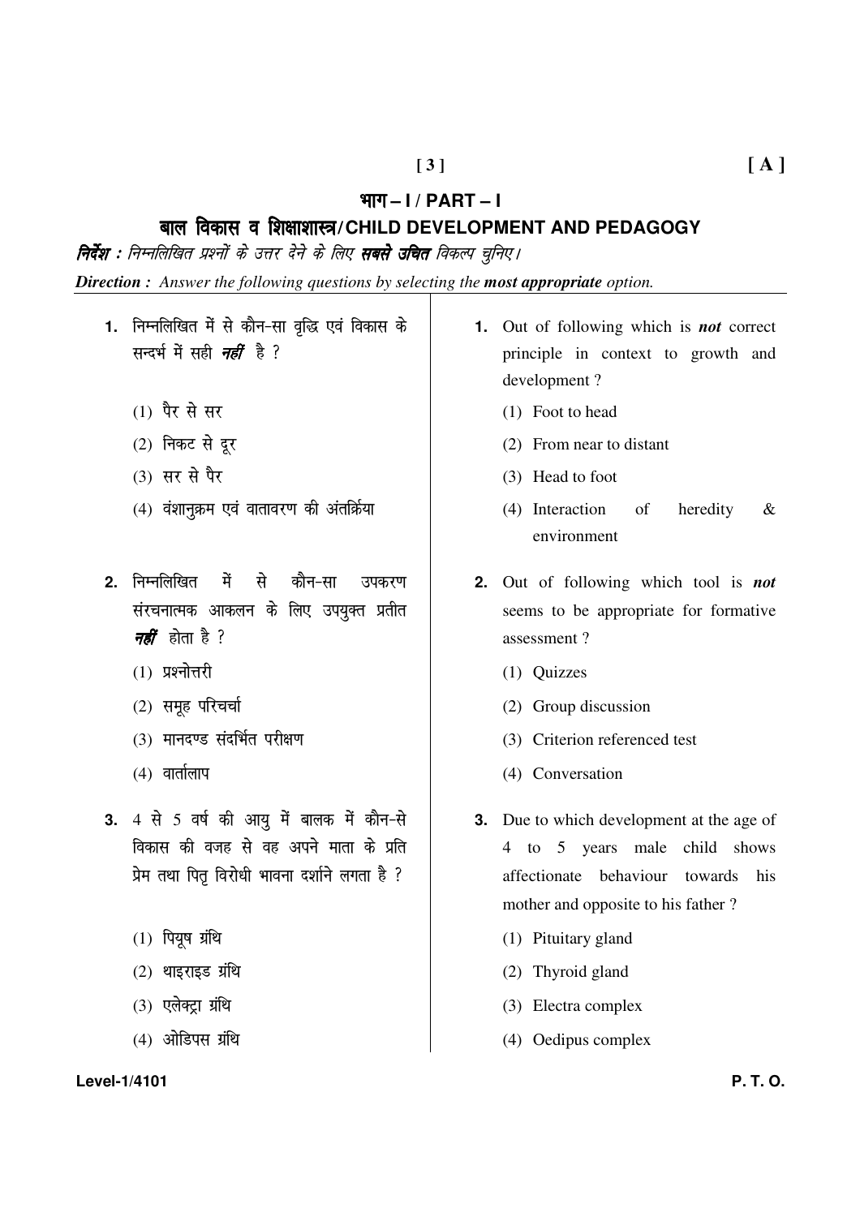## भाग – I / PART – I

## बाल विकास व शिक्षाशास्त्र / CHILD DEVELOPMENT AND PEDAGOGY

***निर्देश :*** *निम्नलिखित प्रश्नों के उत्तर देने के लिए* ***सबसे उचित*** *विकल्प चुनिए।*

***Direction :*** *Answer the following questions by selecting the* ***most appropriate*** *option.*

**1.** निम्नलिखित में से कौन-सा वृद्धि एवं विकास के सन्दर्भ में सही ***नहीं*** है ?

(1) पैर से सर

(2) निकट से दूर

(3) सर से पैर

(4) वंशानुक्रम एवं वातावरण की अंतर्क्रिया

**2.** निम्नलिखित में से कौन-सा उपकरण संरचनात्मक आकलन के लिए उपयुक्त प्रतीत ***नहीं*** होता है ?

(1) प्रश्नोत्तरी

(2) समूह परिचर्चा

(3) मानदण्ड संदर्भित परीक्षण

(4) वार्तालाप

**3.** 4 से 5 वर्ष की आयु में बालक में कौन-से विकास की वजह से वह अपने माता के प्रति प्रेम तथा पितृ विरोधी भावना दर्शाने लगता है ?

(1) पियूष ग्रंथि

(2) थाइराइड ग्रंथि

(3) एलेक्ट्रा ग्रंथि

(4) ओडिपस ग्रंथि

**1.** Out of following which is ***not*** correct principle in context to growth and development ?

(1) Foot to head

(2) From near to distant

(3) Head to foot

(4) Interaction of heredity & environment

**2.** Out of following which tool is ***not*** seems to be appropriate for formative assessment ?

(1) Quizzes

(2) Group discussion

(3) Criterion referenced test

(4) Conversation

**3.** Due to which development at the age of 4 to 5 years male child shows affectionate behaviour towards his mother and opposite to his father ?

(1) Pituitary gland

(2) Thyroid gland

(3) Electra complex

(4) Oedipus complex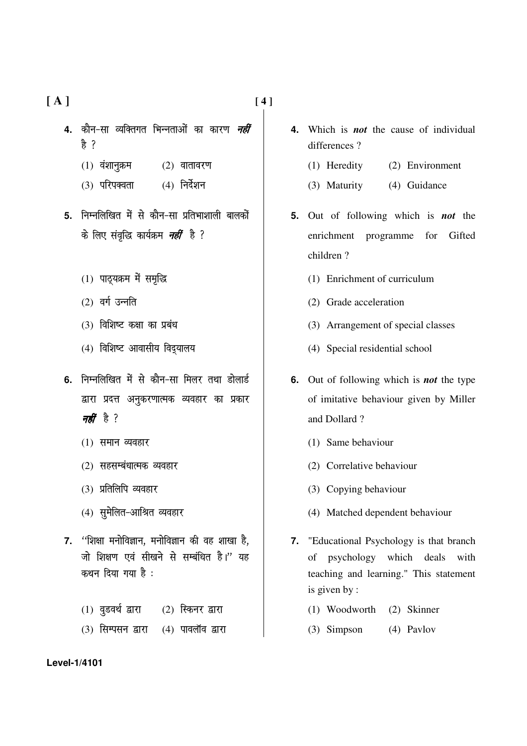4. कौन-सा व्यक्तिगत भिन्नताओं का कारण ***नहीं*** है ?

   (1) वंशानुक्रम  (2) वातावरण
   
   (3) परिपक्वता  (4) निर्देशन

5. निम्नलिखित में से कौन-सा प्रतिभाशाली बालकों के लिए संवृद्धि कार्यक्रम ***नहीं*** है ?

   (1) पाठ्यक्रम में समृद्धि
   
   (2) वर्ग उन्नति
   
   (3) विशिष्ट कक्षा का प्रबंध
   
   (4) विशिष्ट आवासीय विद्यालय

6. निम्नलिखित में से कौन-सा मिलर तथा डोलार्ड द्वारा प्रदत्त अनुकरणात्मक व्यवहार का प्रकार ***नहीं*** है ?

   (1) समान व्यवहार
   
   (2) सहसम्बंधात्मक व्यवहार
   
   (3) प्रतिलिपि व्यवहार
   
   (4) सुमेलित-आश्रित व्यवहार

7. ''शिक्षा मनोविज्ञान, मनोविज्ञान की वह शाखा है, जो शिक्षण एवं सीखने से सम्बंधित है।'' यह कथन दिया गया है :

   (1) वुडवर्थ द्वारा  (2) स्किनर द्वारा
   
   (3) सिम्पसन द्वारा  (4) पावलॉव द्वारा

4. Which is ***not*** the cause of individual differences ?

   (1) Heredity  (2) Environment
   
   (3) Maturity  (4) Guidance

5. Out of following which is ***not*** the enrichment programme for Gifted children ?

   (1) Enrichment of curriculum
   
   (2) Grade acceleration
   
   (3) Arrangement of special classes
   
   (4) Special residential school

6. Out of following which is ***not*** the type of imitative behaviour given by Miller and Dollard ?

   (1) Same behaviour
   
   (2) Correlative behaviour
   
   (3) Copying behaviour
   
   (4) Matched dependent behaviour

7. "Educational Psychology is that branch of psychology which deals with teaching and learning." This statement is given by :

   (1) Woodworth  (2) Skinner
   
   (3) Simpson  (4) Pavlov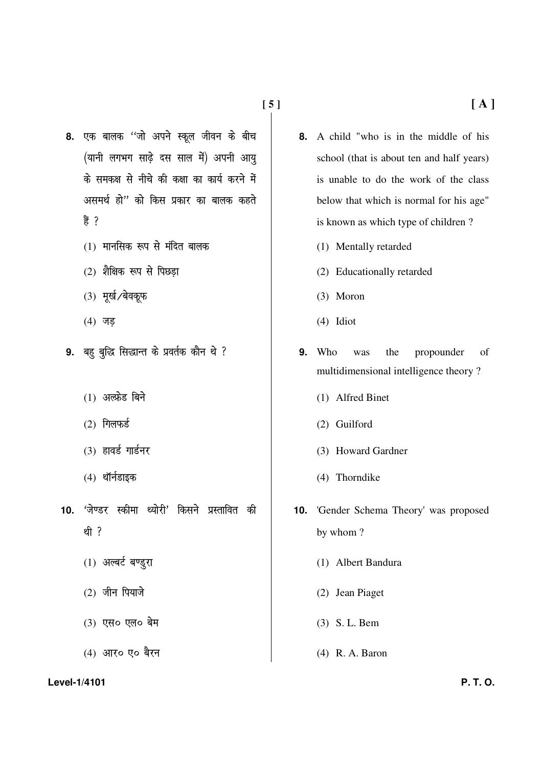8. एक बालक "जो अपने स्कूल जीवन के बीच (यानी लगभग साढ़े दस साल में) अपनी आयु के समकक्ष से नीचे की कक्षा का कार्य करने में असमर्थ हो" को किस प्रकार का बालक कहते हैं ?

   (1) मानसिक रूप से मंदित बालक

   (2) शैक्षिक रूप से पिछड़ा

   (3) मूर्ख/बेवकूफ

   (4) जड़

9. बहु बुद्धि सिद्धान्त के प्रवर्तक कौन थे ?

   (1) अल्फ्रेड बिने

   (2) गिलफर्ड

   (3) हावर्ड गार्डनर

   (4) थॉर्नडाइक

10. 'जेण्डर स्कीमा थ्योरी' किसने प्रस्तावित की थी ?

   (1) अल्बर्ट बण्डुरा

   (2) जीन पियाजे

   (3) एस० एल० बेम

   (4) आर० ए० बैरन

8. A child "who is in the middle of his school (that is about ten and half years) is unable to do the work of the class below that which is normal for his age" is known as which type of children ?

   (1) Mentally retarded

   (2) Educationally retarded

   (3) Moron

   (4) Idiot

9. Who was the propounder of multidimensional intelligence theory ?

   (1) Alfred Binet

   (2) Guilford

   (3) Howard Gardner

   (4) Thorndike

10. 'Gender Schema Theory' was proposed by whom ?

   (1) Albert Bandura

   (2) Jean Piaget

   (3) S. L. Bem

   (4) R. A. Baron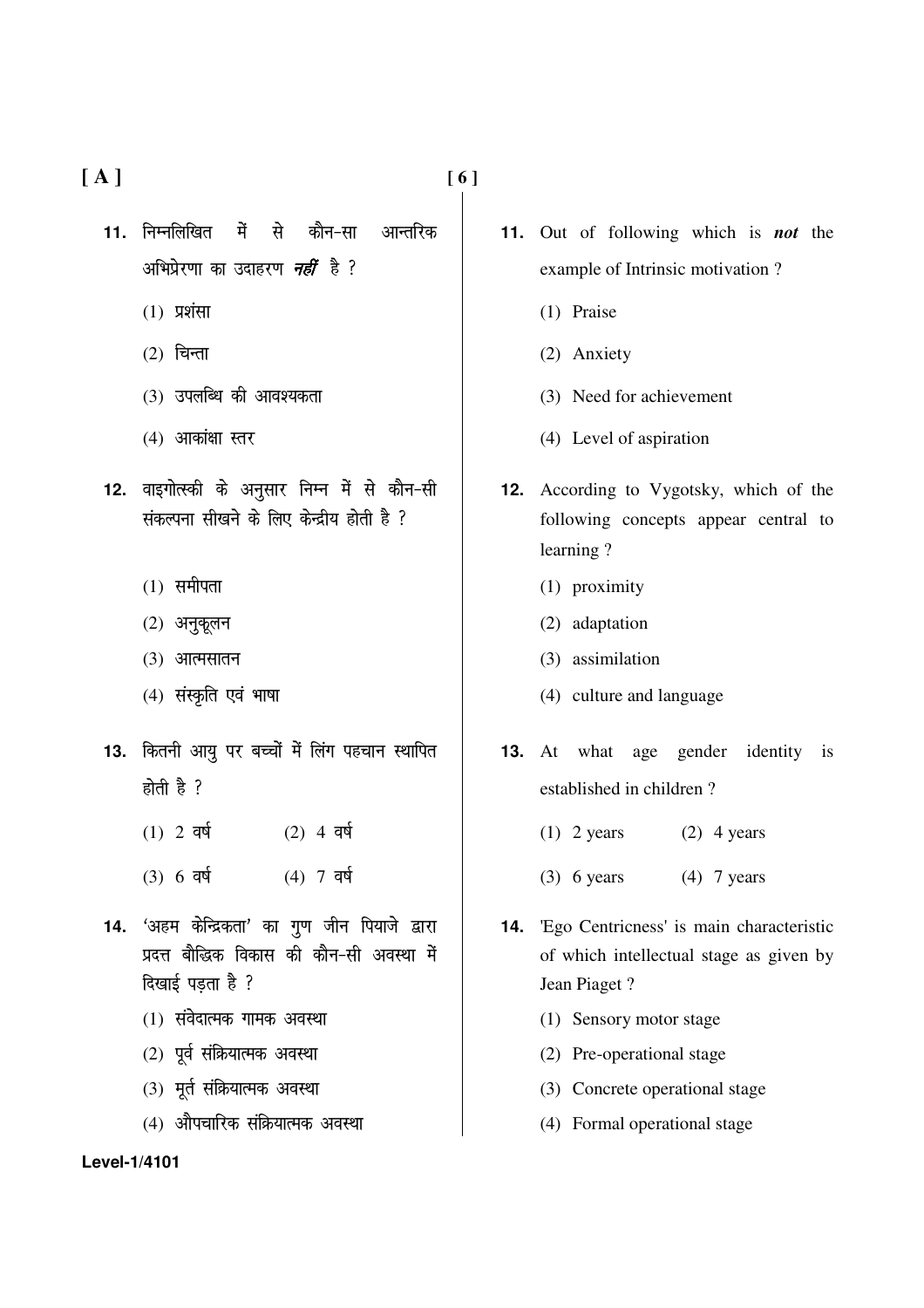11. निम्नलिखित में से कौन-सा आन्तरिक अभिप्रेरणा का उदाहरण ***नहीं*** है ?

    (1) प्रशंसा

    (2) चिन्ता

    (3) उपलब्धि की आवश्यकता

    (4) आकांक्षा स्तर

12. वाइगोत्स्की के अनुसार निम्न में से कौन-सी संकल्पना सीखने के लिए केन्द्रीय होती है ?

    (1) समीपता

    (2) अनुकूलन

    (3) आत्मसातन

    (4) संस्कृति एवं भाषा

13. कितनी आयु पर बच्चों में लिंग पहचान स्थापित होती है ?

    (1) 2 वर्ष (2) 4 वर्ष

    (3) 6 वर्ष (4) 7 वर्ष

14. 'अहम केन्द्रिकता' का गुण जीन पियाजे द्वारा प्रदत्त बौद्धिक विकास की कौन-सी अवस्था में दिखाई पड़ता है ?

    (1) संवेदात्मक गामक अवस्था

    (2) पूर्व संक्रियात्मक अवस्था

    (3) मूर्त संक्रियात्मक अवस्था

    (4) औपचारिक संक्रियात्मक अवस्था

11. Out of following which is ***not*** the example of Intrinsic motivation ?

    (1) Praise

    (2) Anxiety

    (3) Need for achievement

    (4) Level of aspiration

12. According to Vygotsky, which of the following concepts appear central to learning ?

    (1) proximity

    (2) adaptation

    (3) assimilation

    (4) culture and language

13. At what age gender identity is established in children ?

    (1) 2 years (2) 4 years

    (3) 6 years (4) 7 years

14. 'Ego Centricness' is main characteristic of which intellectual stage as given by Jean Piaget ?

    (1) Sensory motor stage

    (2) Pre-operational stage

    (3) Concrete operational stage

    (4) Formal operational stage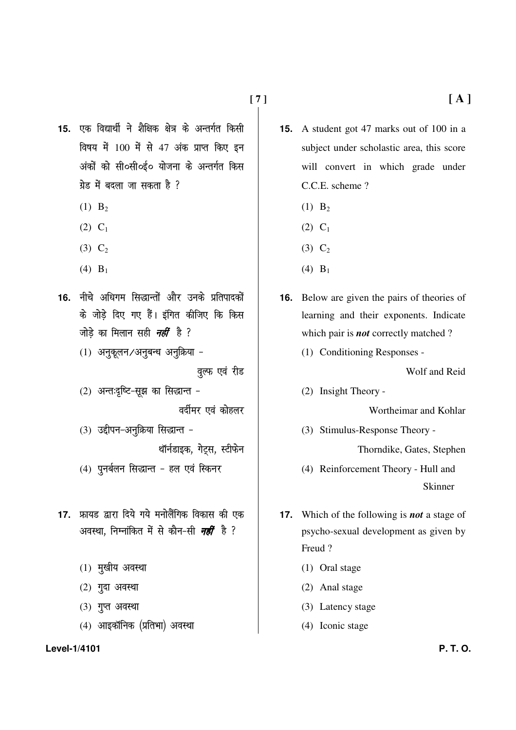15. एक विद्यार्थी ने शैक्षिक क्षेत्र के अन्तर्गत किसी विषय में 100 में से 47 अंक प्राप्त किए इन अंकों को सी०सी०ई० योजना के अन्तर्गत किस ग्रेड में बदला जा सकता है ?

(1) $B_2$

(2) $C_1$

(3) $C_2$

(4) $B_1$

16. नीचे अधिगम सिद्धान्तों और उनके प्रतिपादकों के जोड़े दिए गए हैं। इंगित कीजिए कि किस जोड़े का मिलान सही ***नहीं*** है ?

(1) अनुकूलन/अनुबन्ध अनुक्रिया - वुल्फ एवं रीड

(2) अन्तःदृष्टि-सूझ का सिद्धान्त - वर्दीमर एवं कोहलर

(3) उद्दीपन-अनुक्रिया सिद्धान्त - थॉर्नडाइक, गेट्स, स्टीफेन

(4) पुनर्बलन सिद्धान्त - हल एवं स्किनर

17. फ्रायड द्वारा दिये गये मनोलैंगिक विकास की एक अवस्था, निम्नांकित में से कौन-सी ***नहीं*** है ?

(1) मुखीय अवस्था

(2) गुदा अवस्था

(3) गुप्त अवस्था

(4) आइकॉनिक (प्रतिभा) अवस्था

15. A student got 47 marks out of 100 in a subject under scholastic area, this score will convert in which grade under C.C.E. scheme ?

(1) $B_2$

(2) $C_1$

(3) $C_2$

(4) $B_1$

16. Below are given the pairs of theories of learning and their exponents. Indicate which pair is ***not*** correctly matched ?

(1) Conditioning Responses - Wolf and Reid

(2) Insight Theory - Wortheimar and Kohlar

(3) Stimulus-Response Theory - Thorndike, Gates, Stephen

(4) Reinforcement Theory - Hull and Skinner

17. Which of the following is ***not*** a stage of psycho-sexual development as given by Freud ?

(1) Oral stage

(2) Anal stage

(3) Latency stage

(4) Iconic stage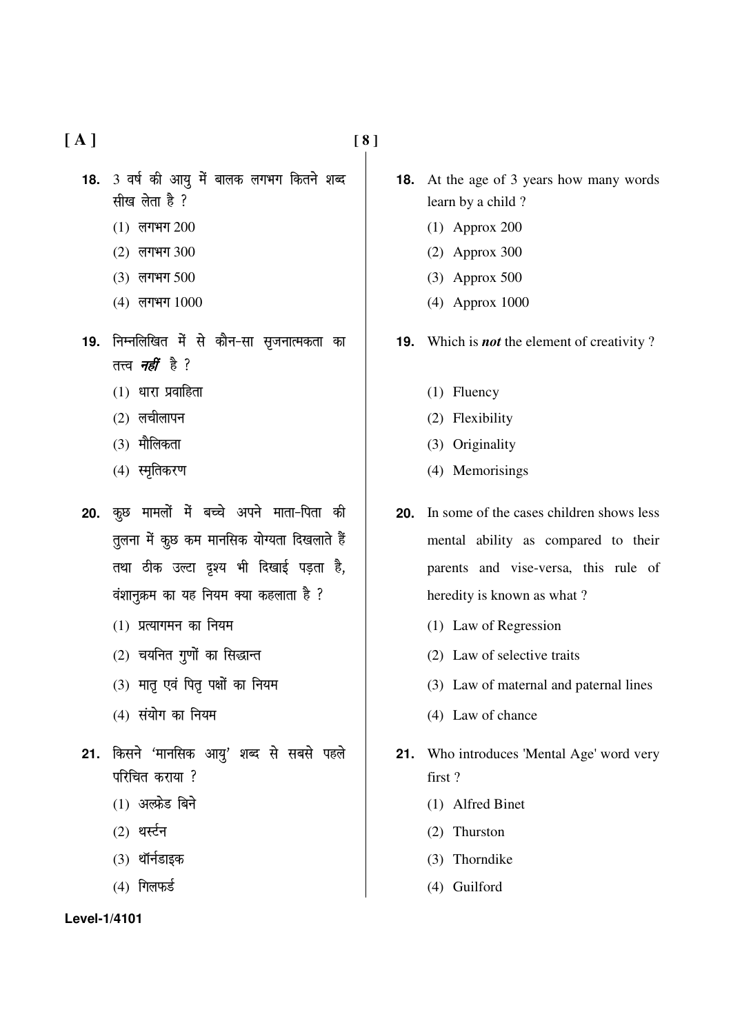**18.** 3 वर्ष की आयु में बालक लगभग कितने शब्द सीख लेता है ?

(1) लगभग 200

(2) लगभग 300

(3) लगभग 500

(4) लगभग 1000

**19.** निम्नलिखित में से कौन-सा सृजनात्मकता का तत्त्व ***नहीं*** है ?

(1) धारा प्रवाहिता

(2) लचीलापन

(3) मौलिकता

(4) स्मृतिकरण

**20.** कुछ मामलों में बच्चे अपने माता-पिता की तुलना में कुछ कम मानसिक योग्यता दिखलाते हैं तथा ठीक उल्टा दृश्य भी दिखाई पड़ता है, वंशानुक्रम का यह नियम क्या कहलाता है ?

(1) प्रत्यागमन का नियम

(2) चयनित गुणों का सिद्धान्त

(3) मातृ एवं पितृ पक्षों का नियम

(4) संयोग का नियम

**21.** किसने 'मानसिक आयु' शब्द से सबसे पहले परिचित कराया ?

(1) अल्फ्रेड बिने

(2) थर्स्टन

(3) थॉर्नडाइक

(4) गिलफर्ड

**18.** At the age of 3 years how many words learn by a child ?

(1) Approx 200

(2) Approx 300

(3) Approx 500

(4) Approx 1000

**19.** Which is ***not*** the element of creativity ?

(1) Fluency

(2) Flexibility

(3) Originality

(4) Memorisings

**20.** In some of the cases children shows less mental ability as compared to their parents and vise-versa, this rule of heredity is known as what ?

(1) Law of Regression

(2) Law of selective traits

(3) Law of maternal and paternal lines

(4) Law of chance

**21.** Who introduces 'Mental Age' word very first ?

(1) Alfred Binet

(2) Thurston

(3) Thorndike

(4) Guilford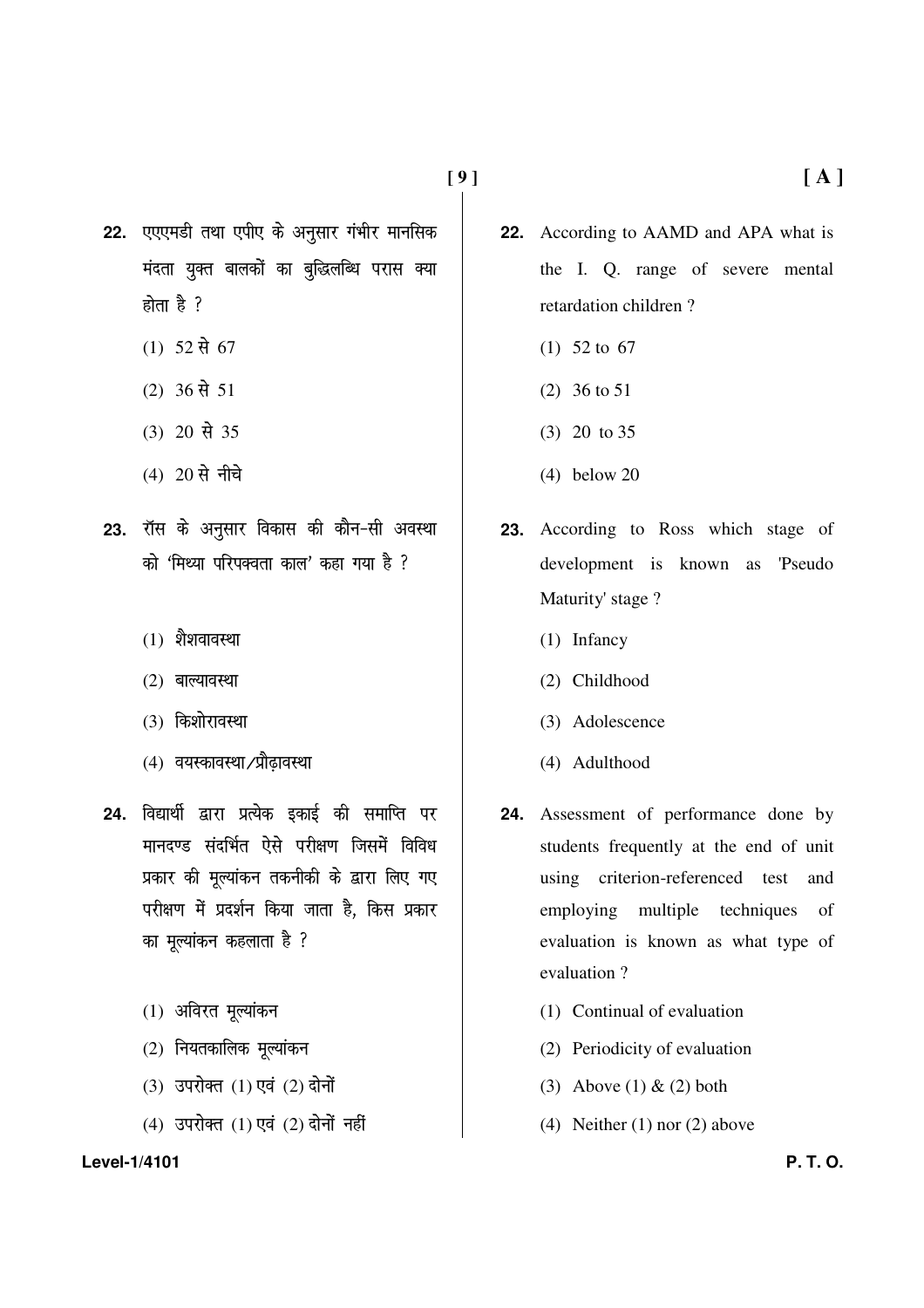**22.** एएएमडी तथा एपीए के अनुसार गंभीर मानसिक मंदता युक्त बालकों का बुद्धिलब्धि परास क्या होता है ?

(1) 52 से 67

(2) 36 से 51

(3) 20 से 35

(4) 20 से नीचे

**23.** रॉस के अनुसार विकास की कौन-सी अवस्था को 'मिथ्या परिपक्वता काल' कहा गया है ?

(1) शैशवावस्था

(2) बाल्यावस्था

(3) किशोरावस्था

(4) वयस्कावस्था/प्रौढ़ावस्था

**24.** विद्यार्थी द्वारा प्रत्येक इकाई की समाप्ति पर मानदण्ड संदर्भित ऐसे परीक्षण जिसमें विविध प्रकार की मूल्यांकन तकनीकी के द्वारा लिए गए परीक्षण में प्रदर्शन किया जाता है, किस प्रकार का मूल्यांकन कहलाता है ?

(1) अविरत मूल्यांकन

(2) नियतकालिक मूल्यांकन

(3) उपरोक्त (1) एवं (2) दोनों

(4) उपरोक्त (1) एवं (2) दोनों नहीं

**22.** According to AAMD and APA what is the I. Q. range of severe mental retardation children ?

(1) 52 to 67

(2) 36 to 51

(3) 20 to 35

(4) below 20

**23.** According to Ross which stage of development is known as 'Pseudo Maturity' stage ?

(1) Infancy

(2) Childhood

(3) Adolescence

(4) Adulthood

**24.** Assessment of performance done by students frequently at the end of unit using criterion-referenced test and employing multiple techniques of evaluation is known as what type of evaluation ?

(1) Continual of evaluation

(2) Periodicity of evaluation

(3) Above (1) & (2) both

(4) Neither (1) nor (2) above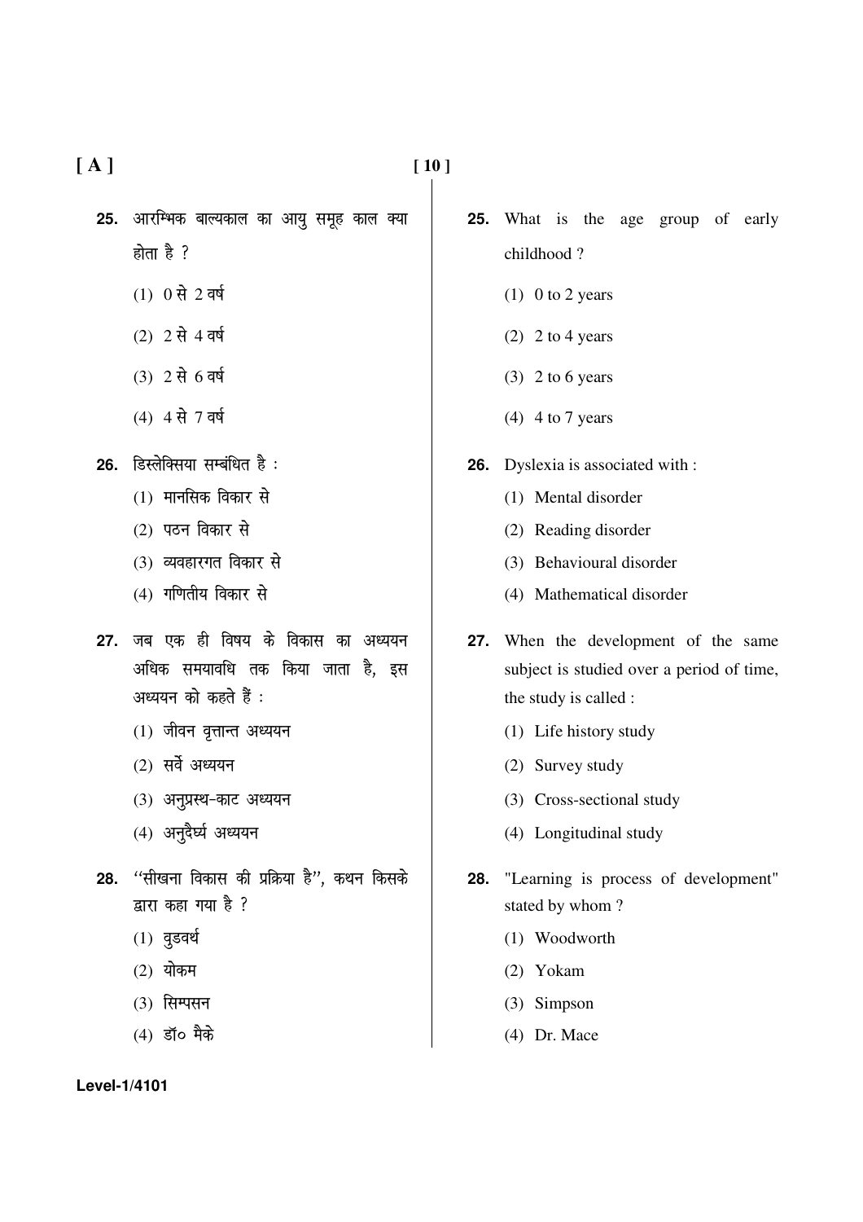**25.** आरम्भिक बाल्यकाल का आयु समूह काल क्या होता है ?

(1) 0 से 2 वर्ष

(2) 2 से 4 वर्ष

(3) 2 से 6 वर्ष

(4) 4 से 7 वर्ष

**26.** डिस्लेक्सिया सम्बंधित है :

(1) मानसिक विकार से

(2) पठन विकार से

(3) व्यवहारगत विकार से

(4) गणितीय विकार से

**27.** जब एक ही विषय के विकास का अध्ययन अधिक समयावधि तक किया जाता है, इस अध्ययन को कहते हैं :

(1) जीवन वृत्तान्त अध्ययन

(2) सर्वे अध्ययन

(3) अनुप्रस्थ-काट अध्ययन

(4) अनुदैर्घ्य अध्ययन

**28.** "सीखना विकास की प्रक्रिया है", कथन किसके द्वारा कहा गया है ?

(1) वुडवर्थ

(2) योकम

(3) सिम्पसन

(4) डॉ० मैके

**25.** What is the age group of early childhood ?

(1) 0 to 2 years

(2) 2 to 4 years

(3) 2 to 6 years

(4) 4 to 7 years

**26.** Dyslexia is associated with :

(1) Mental disorder

(2) Reading disorder

(3) Behavioural disorder

(4) Mathematical disorder

**27.** When the development of the same subject is studied over a period of time, the study is called :

(1) Life history study

(2) Survey study

(3) Cross-sectional study

(4) Longitudinal study

**28.** "Learning is process of development" stated by whom ?

(1) Woodworth

(2) Yokam

(3) Simpson

(4) Dr. Mace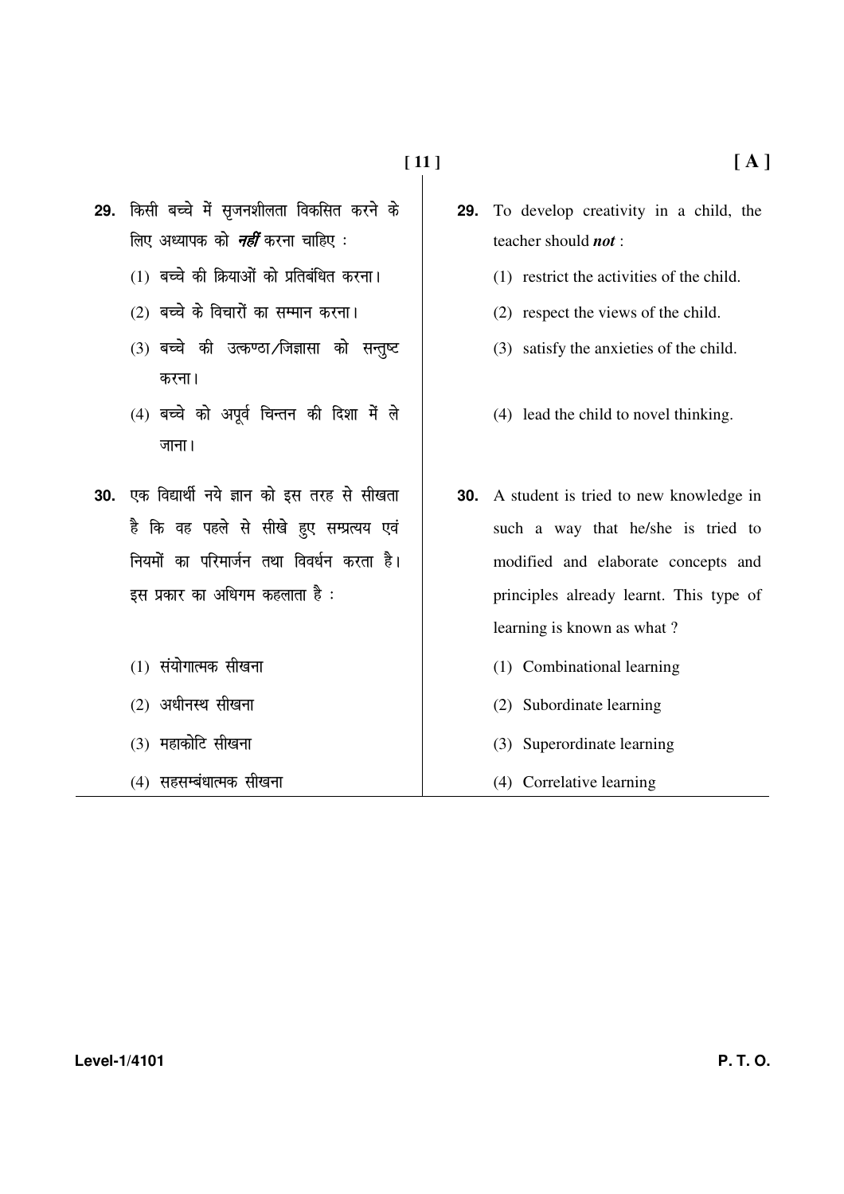**29.** किसी बच्चे में सृजनशीलता विकसित करने के लिए अध्यापक को ***नहीं*** करना चाहिए :

(1) बच्चे की क्रियाओं को प्रतिबंधित करना।

(2) बच्चे के विचारों का सम्मान करना।

(3) बच्चे की उत्कण्ठा/जिज्ञासा को सन्तुष्ट करना।

(4) बच्चे को अपूर्व चिन्तन की दिशा में ले जाना।

**30.** एक विद्यार्थी नये ज्ञान को इस तरह से सीखता है कि वह पहले से सीखे हुए सम्प्रत्यय एवं नियमों का परिमार्जन तथा विवर्धन करता है। इस प्रकार का अधिगम कहलाता है :

(1) संयोगात्मक सीखना

(2) अधीनस्थ सीखना

(3) महाकोटि सीखना

(4) सहसम्बंधात्मक सीखना

**29.** To develop creativity in a child, the teacher should ***not*** :

(1) restrict the activities of the child.

(2) respect the views of the child.

(3) satisfy the anxieties of the child.

(4) lead the child to novel thinking.

**30.** A student is tried to new knowledge in such a way that he/she is tried to modified and elaborate concepts and principles already learnt. This type of learning is known as what ?

(1) Combinational learning

(2) Subordinate learning

(3) Superordinate learning

(4) Correlative learning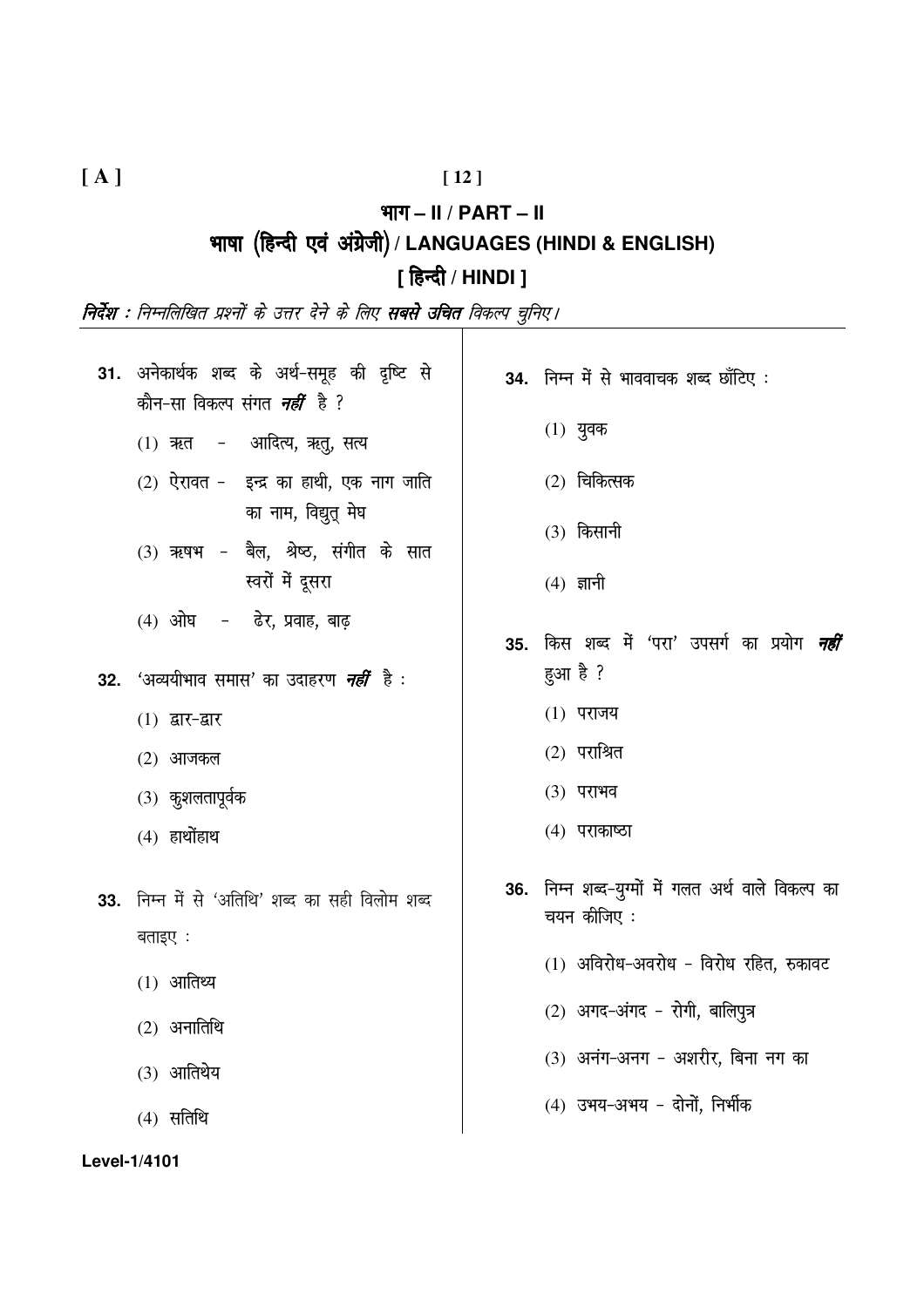[ A ]

## भाग – II / PART – II

## भाषा (हिन्दी एवं अंग्रेजी) / LANGUAGES (HINDI & ENGLISH)

### [ हिन्दी / HINDI ]

***निर्देश :*** *निम्नलिखित प्रश्नों के उत्तर देने के लिए* ***सबसे उचित*** *विकल्प चुनिए।*

**31.** अनेकार्थक शब्द के अर्थ-समूह की दृष्टि से कौन-सा विकल्प संगत ***नहीं*** है ?

(1) ऋत - आदित्य, ऋतु, सत्य

(2) ऐरावत - इन्द्र का हाथी, एक नाग जाति का नाम, विद्युत् मेघ

(3) ऋषभ - बैल, श्रेष्ठ, संगीत के सात स्वरों में दूसरा

(4) ओघ - ढेर, प्रवाह, बाढ़

**32.** 'अव्ययीभाव समास' का उदाहरण ***नहीं*** है :

(1) द्वार-द्वार

(2) आजकल

(3) कुशलतापूर्वक

(4) हाथोंहाथ

**33.** निम्न में से 'अतिथि' शब्द का सही विलोम शब्द बताइए :

(1) आतिथ्य

(2) अनातिथि

(3) आतिथेय

(4) सतिथि

**34.** निम्न में से भाववाचक शब्द छाँटिए :

(1) युवक

(2) चिकित्सक

(3) किसानी

(4) ज्ञानी

**35.** किस शब्द में 'परा' उपसर्ग का प्रयोग ***नहीं*** हुआ है ?

(1) पराजय

(2) पराश्रित

(3) पराभव

(4) पराकाष्ठा

**36.** निम्न शब्द-युग्मों में गलत अर्थ वाले विकल्प का चयन कीजिए :

(1) अविरोध-अवरोध - विरोध रहित, रुकावट

(2) अगद-अंगद - रोगी, बालिपुत्र

(3) अनंग-अनग - अशरीर, बिना नग का

(4) उभय-अभय - दोनों, निर्भीक

Level-1/4101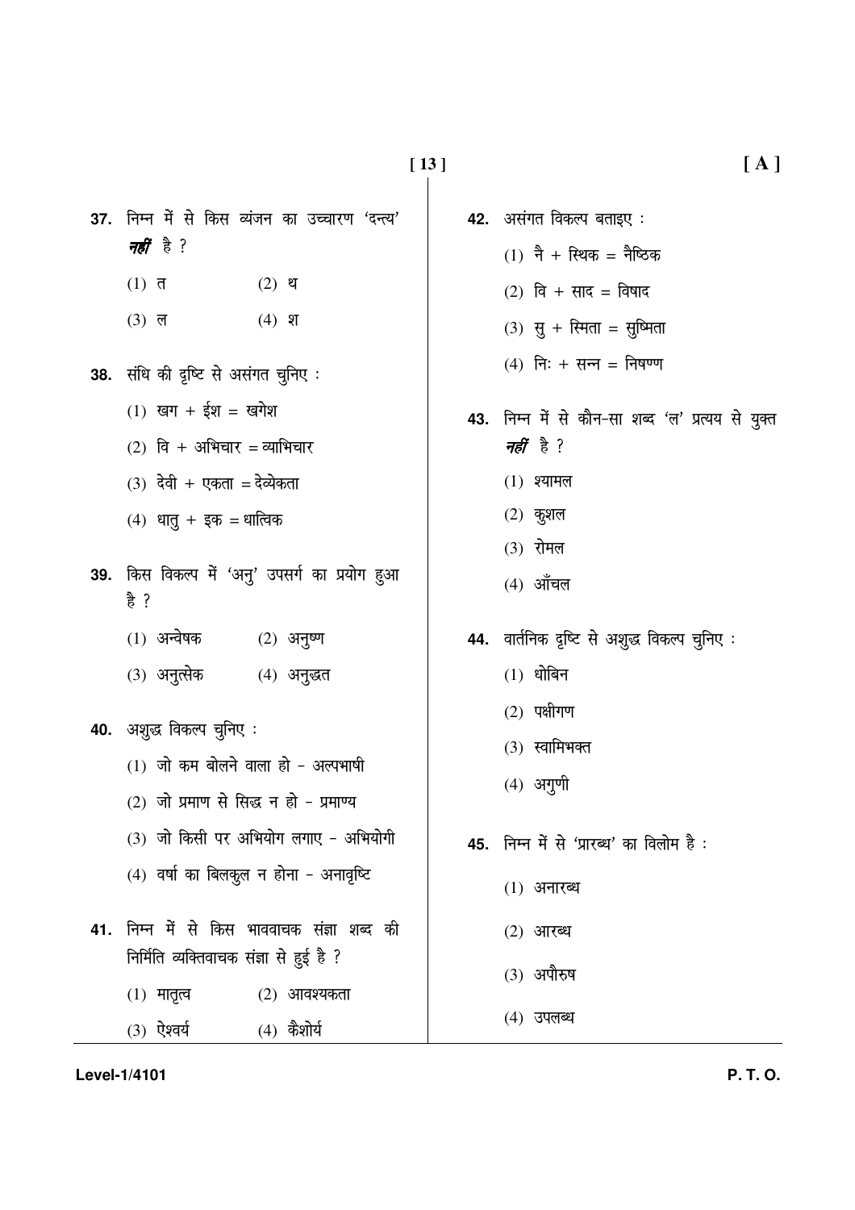**37.** निम्न में से किस व्यंजन का उच्चारण 'दन्त्य' ***नहीं*** है ?

(1) त (2) थ

(3) ल (4) श

**38.** संधि की दृष्टि से असंगत चुनिए :

(1) खग + ईश = खगेश

(2) वि + अभिचार = व्याभिचार

(3) देवी + एकता = देव्येकता

(4) धातु + इक = धात्विक

**39.** किस विकल्प में 'अनु' उपसर्ग का प्रयोग हुआ है ?

(1) अन्वेषक (2) अनुष्ण

(3) अनुत्सेक (4) अनुद्धत

**40.** अशुद्ध विकल्प चुनिए :

(1) जो कम बोलने वाला हो - अल्पभाषी

(2) जो प्रमाण से सिद्ध न हो - प्रमाण्य

(3) जो किसी पर अभियोग लगाए - अभियोगी

(4) वर्षा का बिलकुल न होना - अनावृष्टि

**41.** निम्न में से किस भाववाचक संज्ञा शब्द की निर्मिति व्यक्तिवाचक संज्ञा से हुई है ?

(1) मातृत्व (2) आवश्यकता

(3) ऐश्वर्य (4) कैशोर्य

**42.** असंगत विकल्प बताइए :

(1) नै + स्थिक = नैष्ठिक

(2) वि + साद = विषाद

(3) सु + स्मिता = सुष्मिता

(4) निः + सन्न = निषण्ण

**43.** निम्न में से कौन-सा शब्द 'ल' प्रत्यय से युक्त ***नहीं*** है ?

(1) श्यामल

(2) कुशल

(3) रोमल

(4) आँचल

**44.** वार्तनिक दृष्टि से अशुद्ध विकल्प चुनिए :

(1) धोबिन

(2) पक्षीगण

(3) स्वामिभक्त

(4) अगुणी

**45.** निम्न में से 'प्रारब्ध' का विलोम है :

(1) अनारब्ध

(2) आरब्ध

(3) अपौरुष

(4) उपलब्ध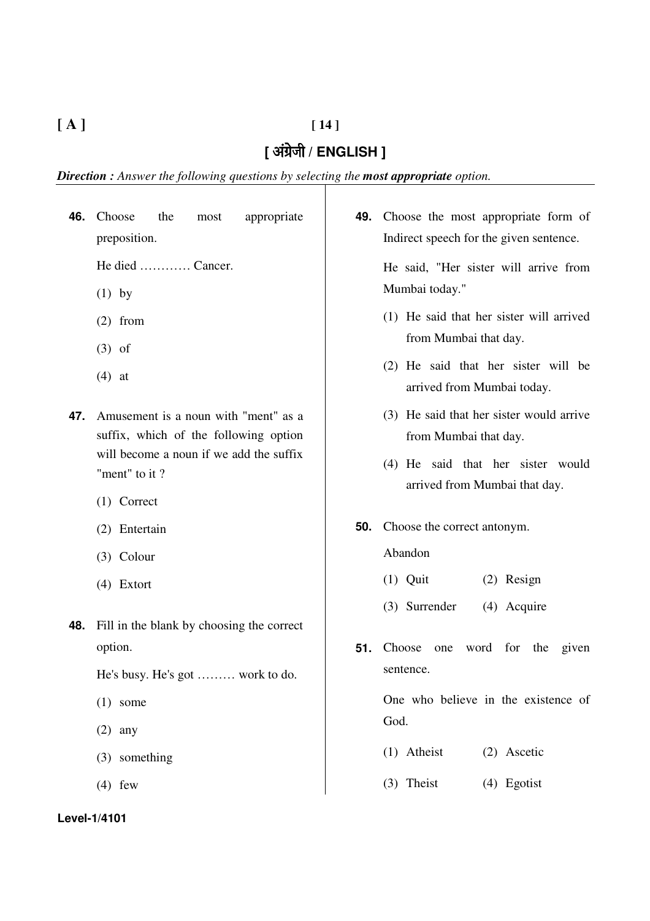# [ अंग्रेजी / ENGLISH ]

***Direction :** Answer the following questions by selecting the **most appropriate** option.*

**46.** Choose the most appropriate preposition.

He died ………… Cancer.

(1) by

(2) from

(3) of

(4) at

**47.** Amusement is a noun with "ment" as a suffix, which of the following option will become a noun if we add the suffix "ment" to it ?

(1) Correct

(2) Entertain

(3) Colour

(4) Extort

**48.** Fill in the blank by choosing the correct option.

He's busy. He's got ……… work to do.

(1) some

(2) any

(3) something

(4) few

**49.** Choose the most appropriate form of Indirect speech for the given sentence.

He said, "Her sister will arrive from Mumbai today."

(1) He said that her sister will arrived from Mumbai that day.

(2) He said that her sister will be arrived from Mumbai today.

(3) He said that her sister would arrive from Mumbai that day.

(4) He said that her sister would arrived from Mumbai that day.

**50.** Choose the correct antonym.

Abandon

(1) Quit (2) Resign

(3) Surrender (4) Acquire

**51.** Choose one word for the given sentence.

One who believe in the existence of God.

(1) Atheist (2) Ascetic

(3) Theist (4) Egotist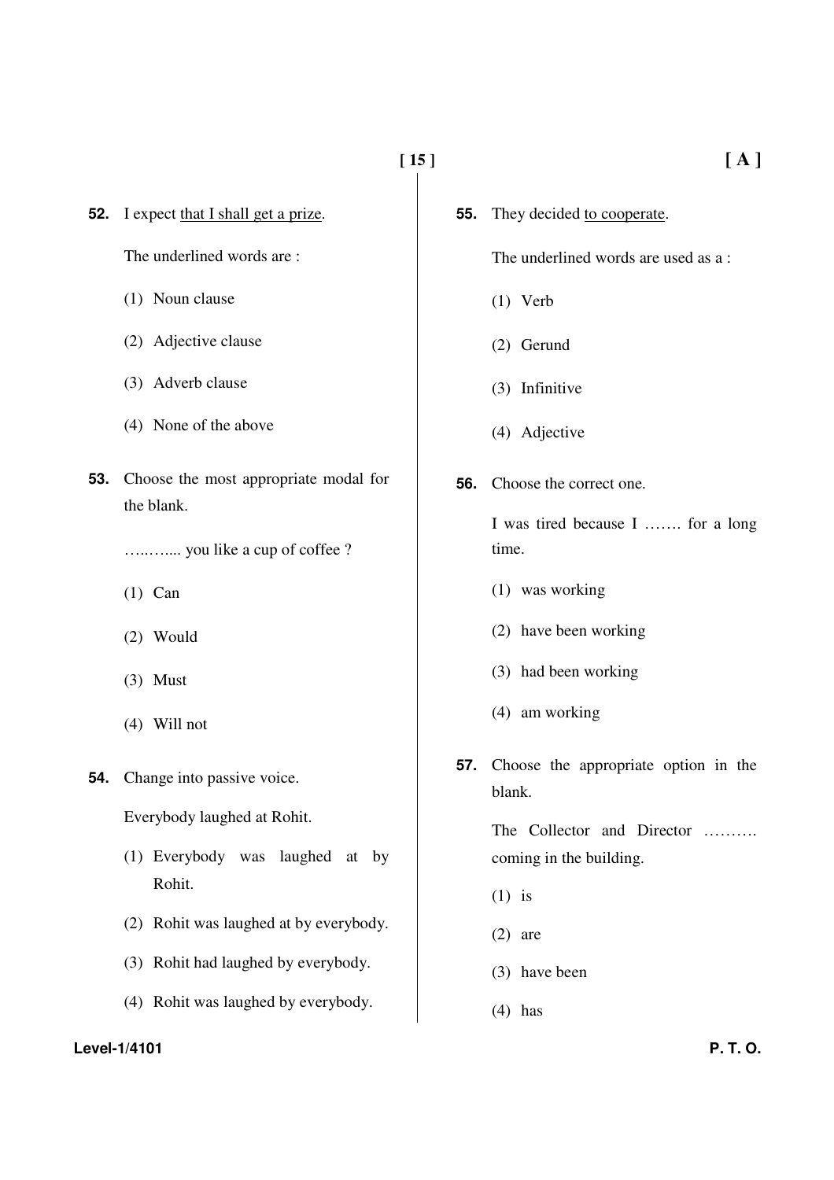**52.** I expect <u>that I shall get a prize</u>.

The underlined words are :

(1) Noun clause

(2) Adjective clause

(3) Adverb clause

(4) None of the above

**53.** Choose the most appropriate modal for the blank.

…..…... you like a cup of coffee ?

(1) Can

(2) Would

(3) Must

(4) Will not

**54.** Change into passive voice.

Everybody laughed at Rohit.

(1) Everybody was laughed at by Rohit.

(2) Rohit was laughed at by everybody.

(3) Rohit had laughed by everybody.

(4) Rohit was laughed by everybody.

**55.** They decided <u>to cooperate</u>.

The underlined words are used as a :

(1) Verb

(2) Gerund

(3) Infinitive

(4) Adjective

**56.** Choose the correct one.

I was tired because I ……. for a long time.

(1) was working

(2) have been working

(3) had been working

(4) am working

**57.** Choose the appropriate option in the blank.

The Collector and Director ………. coming in the building.

(1) is

(2) are

(3) have been

(4) has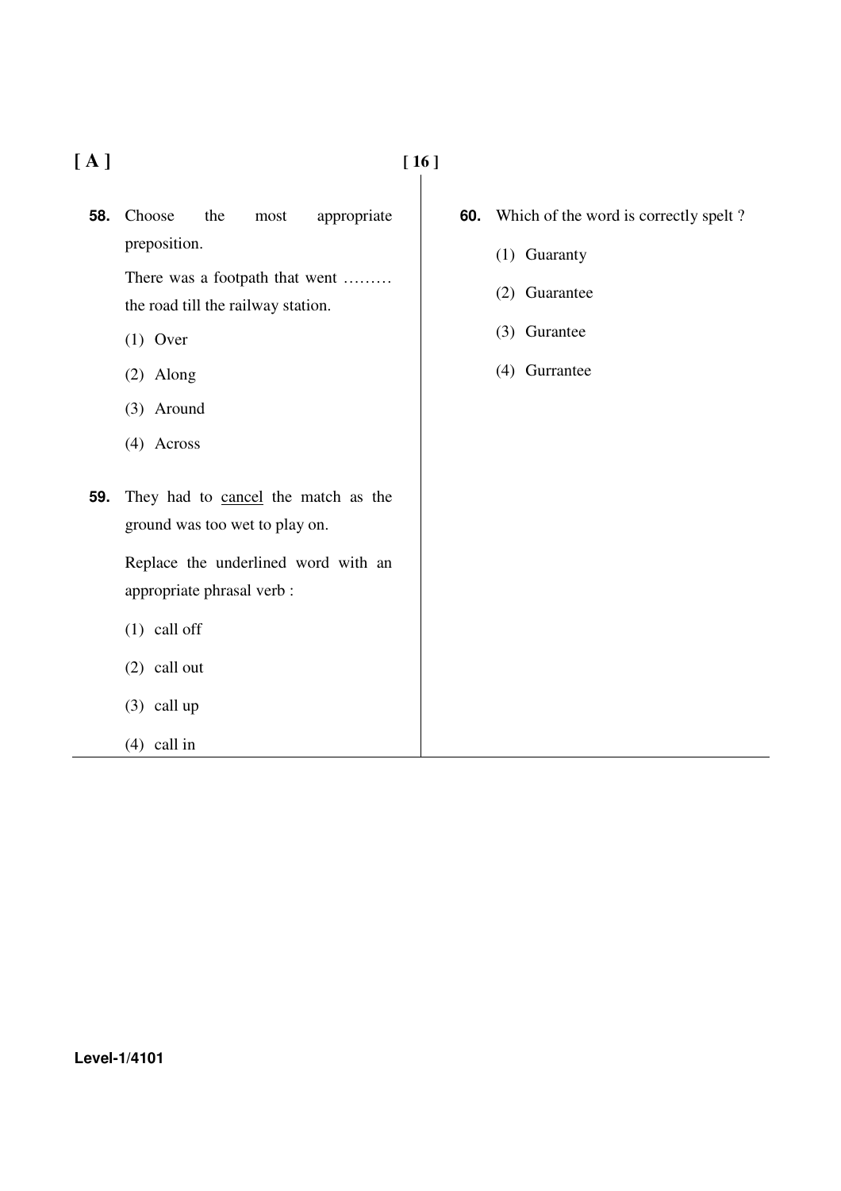**58.** Choose the most appropriate preposition.

There was a footpath that went ……… the road till the railway station.

(1) Over

(2) Along

(3) Around

(4) Across

**59.** They had to <u>cancel</u> the match as the ground was too wet to play on.

Replace the underlined word with an appropriate phrasal verb :

(1) call off

(2) call out

(3) call up

(4) call in

**60.** Which of the word is correctly spelt ?

(1) Guaranty

(2) Guarantee

(3) Gurantee

(4) Gurrantee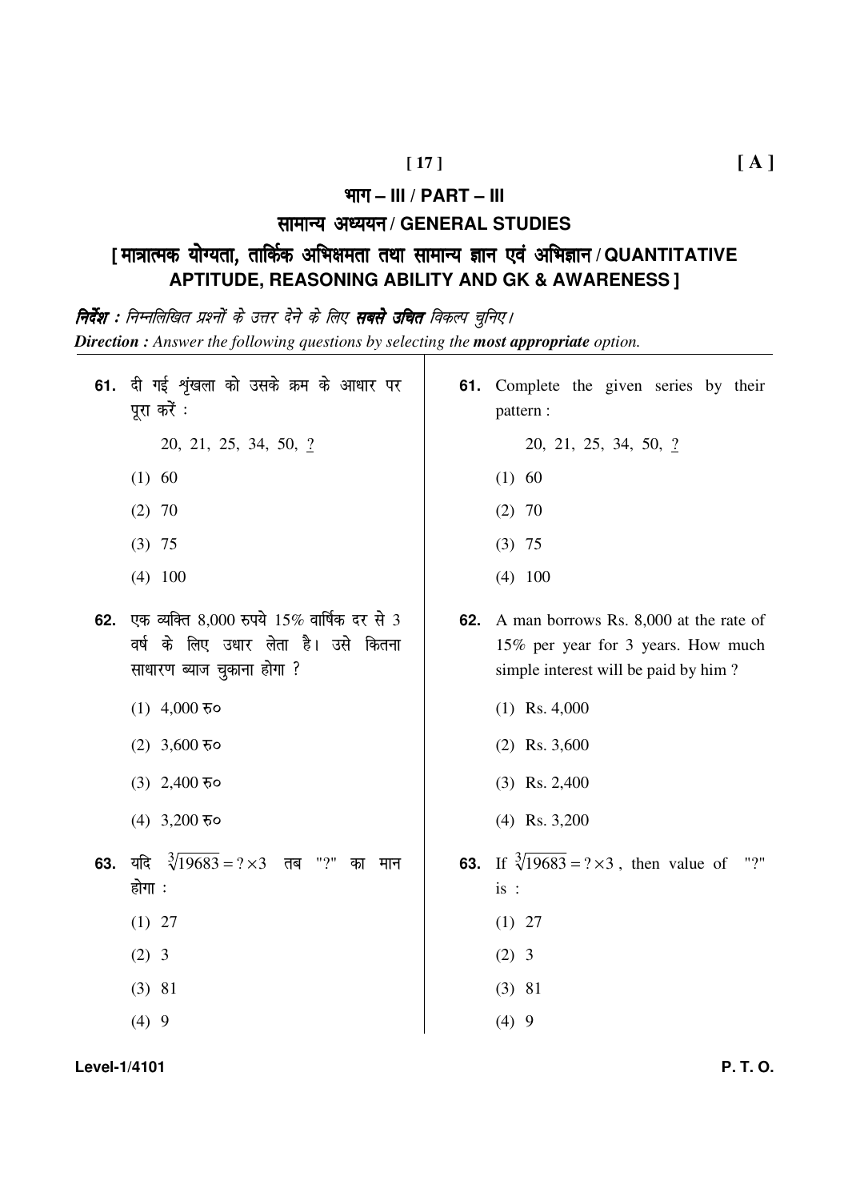# भाग – III / PART – III

## सामान्य अध्ययन / GENERAL STUDIES

### [ मात्रात्मक योग्यता, तार्किक अभिक्षमता तथा सामान्य ज्ञान एवं अभिज्ञान / QUANTITATIVE APTITUDE, REASONING ABILITY AND GK & AWARENESS ]

***निर्देश :*** *निम्नलिखित प्रश्नों के उत्तर देने के लिए* ***सबसे उचित*** *विकल्प चुनिए।*

***Direction :*** *Answer the following questions by selecting the* ***most appropriate*** *option.*

**61.** दी गई शृंखला को उसके क्रम के आधार पर पूरा करें :

20, 21, 25, 34, 50, ?

(1) 60

(2) 70

(3) 75

(4) 100

**62.** एक व्यक्ति 8,000 रुपये 15% वार्षिक दर से 3 वर्ष के लिए उधार लेता है। उसे कितना साधारण ब्याज चुकाना होगा ?

(1) 4,000 रु०

(2) 3,600 रु०

(3) 2,400 रु०

(4) 3,200 रु०

**63.** यदि $\sqrt[3]{19683} = ? \times 3$ तब "?" का मान होगा :

(1) 27

(2) 3

(3) 81

(4) 9

**61.** Complete the given series by their pattern :

20, 21, 25, 34, 50, ?

(1) 60

(2) 70

(3) 75

(4) 100

**62.** A man borrows Rs. 8,000 at the rate of 15% per year for 3 years. How much simple interest will be paid by him ?

(1) Rs. 4,000

(2) Rs. 3,600

(3) Rs. 2,400

(4) Rs. 3,200

**63.** If $\sqrt[3]{19683} = ? \times 3$, then value of "?" is :

(1) 27

(2) 3

(3) 81

(4) 9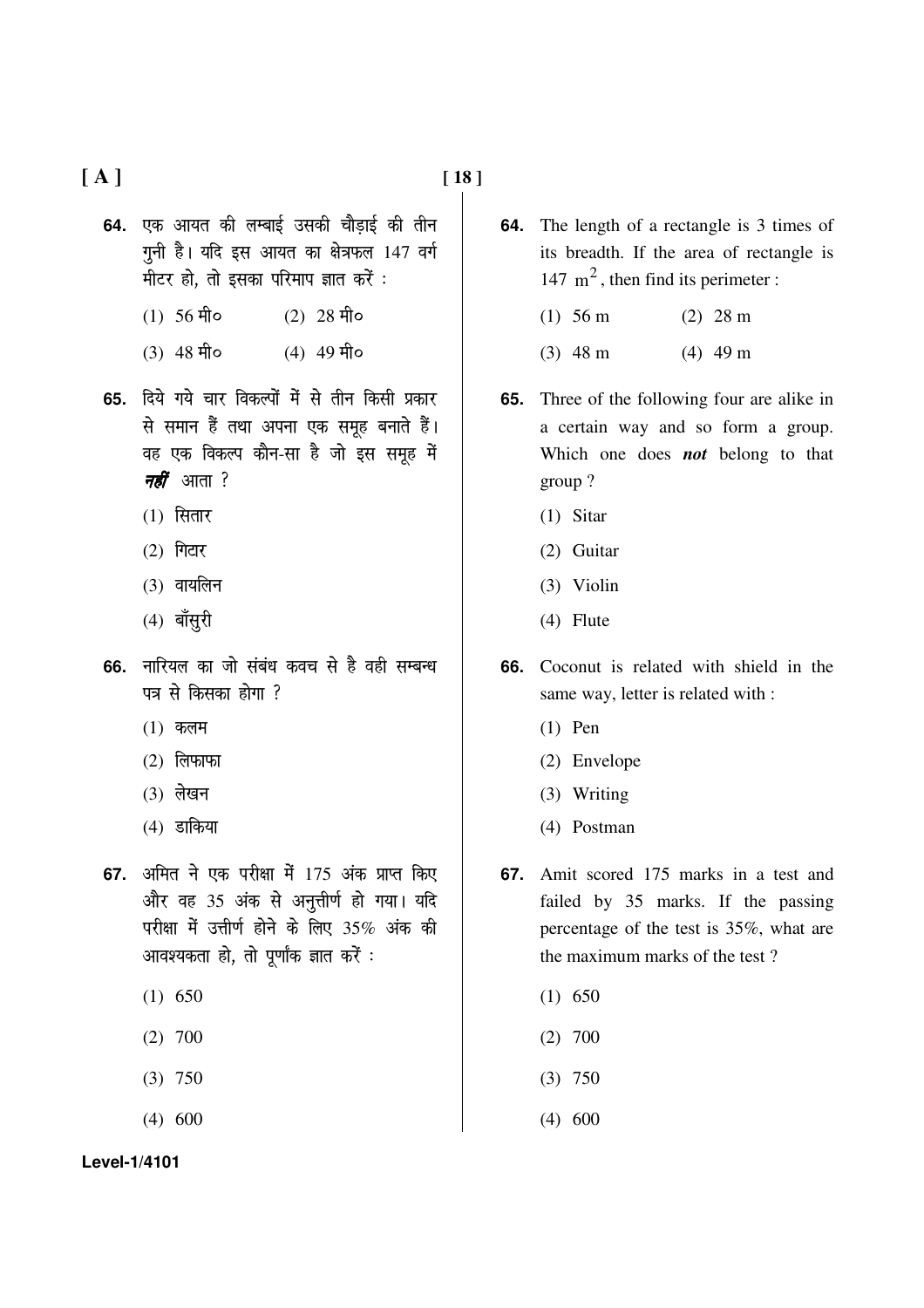**64.** एक आयत की लम्बाई उसकी चौड़ाई की तीन गुनी है। यदि इस आयत का क्षेत्रफल 147 वर्ग मीटर हो, तो इसका परिमाप ज्ञात करें :

(1) 56 मी० (2) 28 मी०

(3) 48 मी० (4) 49 मी०

**65.** दिये गये चार विकल्पों में से तीन किसी प्रकार से समान हैं तथा अपना एक समूह बनाते हैं। वह एक विकल्प कौन-सा है जो इस समूह में ***नहीं*** आता ?

(1) सितार

(2) गिटार

(3) वायलिन

(4) बाँसुरी

**66.** नारियल का जो संबंध कवच से है वही सम्बन्ध पत्र से किसका होगा ?

(1) कलम

(2) लिफाफा

(3) लेखन

(4) डाकिया

**67.** अमित ने एक परीक्षा में 175 अंक प्राप्त किए और वह 35 अंक से अनुत्तीर्ण हो गया। यदि परीक्षा में उत्तीर्ण होने के लिए 35% अंक की आवश्यकता हो, तो पूर्णांक ज्ञात करें :

(1) 650

(2) 700

(3) 750

(4) 600

**64.** The length of a rectangle is 3 times of its breadth. If the area of rectangle is 147 $m^2$, then find its perimeter :

(1) 56 m (2) 28 m

(3) 48 m (4) 49 m

**65.** Three of the following four are alike in a certain way and so form a group. Which one does ***not*** belong to that group ?

(1) Sitar

(2) Guitar

(3) Violin

(4) Flute

**66.** Coconut is related with shield in the same way, letter is related with :

(1) Pen

(2) Envelope

(3) Writing

(4) Postman

**67.** Amit scored 175 marks in a test and failed by 35 marks. If the passing percentage of the test is 35%, what are the maximum marks of the test ?

(1) 650

(2) 700

(3) 750

(4) 600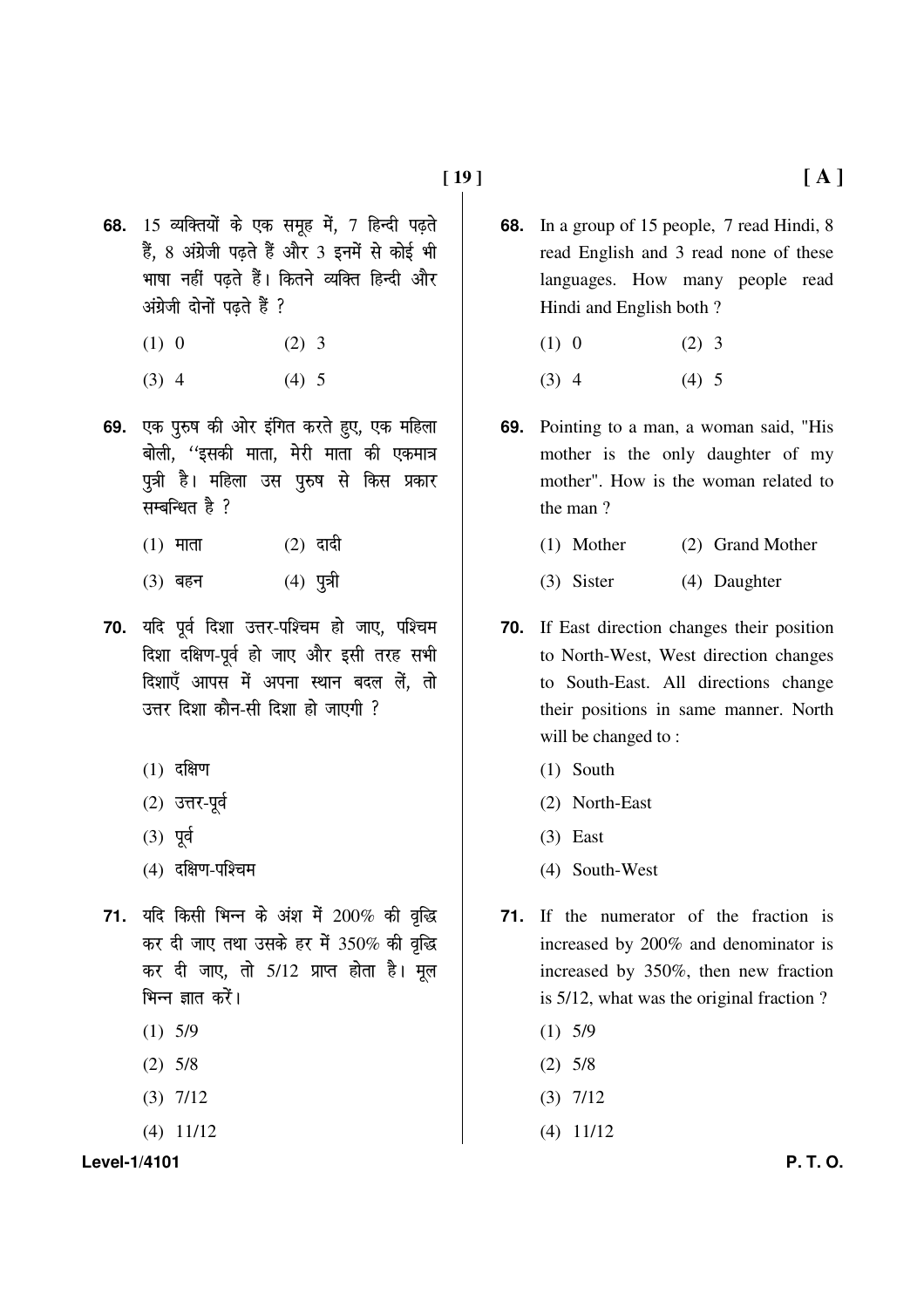**68.** 15 व्यक्तियों के एक समूह में, 7 हिन्दी पढ़ते हैं, 8 अंग्रेजी पढ़ते हैं और 3 इनमें से कोई भी भाषा नहीं पढ़ते हैं। कितने व्यक्ति हिन्दी और अंग्रेजी दोनों पढ़ते हैं ?

(1) 0 (2) 3

(3) 4 (4) 5

**69.** एक पुरुष की ओर इंगित करते हुए, एक महिला बोली, ''इसकी माता, मेरी माता की एकमात्र पुत्री है। महिला उस पुरुष से किस प्रकार सम्बन्धित है ?

(1) माता (2) दादी

(3) बहन (4) पुत्री

**70.** यदि पूर्व दिशा उत्तर-पश्चिम हो जाए, पश्चिम दिशा दक्षिण-पूर्व हो जाए और इसी तरह सभी दिशाएँ आपस में अपना स्थान बदल लें, तो उत्तर दिशा कौन-सी दिशा हो जाएगी ?

(1) दक्षिण

(2) उत्तर-पूर्व

(3) पूर्व

(4) दक्षिण-पश्चिम

**71.** यदि किसी भिन्न के अंश में 200% की वृद्धि कर दी जाए तथा उसके हर में 350% की वृद्धि कर दी जाए, तो 5/12 प्राप्त होता है। मूल भिन्न ज्ञात करें।

(1) 5/9

(2) 5/8

(3) 7/12

(4) 11/12

**68.** In a group of 15 people, 7 read Hindi, 8 read English and 3 read none of these languages. How many people read Hindi and English both ?

(1) 0 (2) 3

(3) 4 (4) 5

**69.** Pointing to a man, a woman said, "His mother is the only daughter of my mother". How is the woman related to the man ?

(1) Mother (2) Grand Mother

(3) Sister (4) Daughter

**70.** If East direction changes their position to North-West, West direction changes to South-East. All directions change their positions in same manner. North will be changed to :

(1) South

(2) North-East

(3) East

(4) South-West

**71.** If the numerator of the fraction is increased by 200% and denominator is increased by 350%, then new fraction is 5/12, what was the original fraction ?

(1) 5/9

(2) 5/8

(3) 7/12

(4) 11/12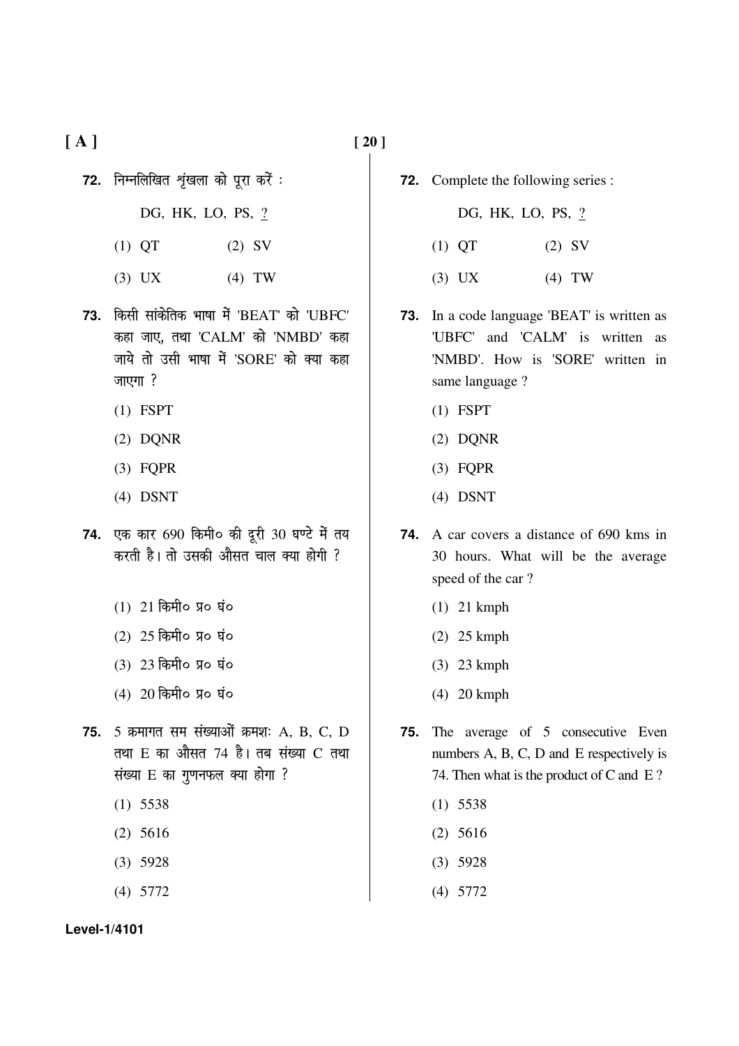**72.** निम्नलिखित श्रृंखला को पूरा करें :

DG, HK, LO, PS, ?

(1) QT (2) SV

(3) UX (4) TW

**73.** किसी सांकेतिक भाषा में 'BEAT' को 'UBFC' कहा जाए, तथा 'CALM' को 'NMBD' कहा जाये तो उसी भाषा में 'SORE' को क्या कहा जाएगा ?

(1) FSPT

(2) DQNR

(3) FQPR

(4) DSNT

**74.** एक कार 690 किमी० की दूरी 30 घण्टे में तय करती है। तो उसकी औसत चाल क्या होगी ?

(1) 21 किमी० प्र० घं०

(2) 25 किमी० प्र० घं०

(3) 23 किमी० प्र० घं०

(4) 20 किमी० प्र० घं०

**75.** 5 क्रमागत सम संख्याओं क्रमशः A, B, C, D तथा E का औसत 74 है। तब संख्या C तथा संख्या E का गुणनफल क्या होगा ?

(1) 5538

(2) 5616

(3) 5928

(4) 5772

**72.** Complete the following series :

DG, HK, LO, PS, ?

(1) QT (2) SV

(3) UX (4) TW

**73.** In a code language 'BEAT' is written as 'UBFC' and 'CALM' is written as 'NMBD'. How is 'SORE' written in same language ?

(1) FSPT

(2) DQNR

(3) FQPR

(4) DSNT

**74.** A car covers a distance of 690 kms in 30 hours. What will be the average speed of the car ?

(1) 21 kmph

(2) 25 kmph

(3) 23 kmph

(4) 20 kmph

**75.** The average of 5 consecutive Even numbers A, B, C, D and E respectively is 74. Then what is the product of C and E ?

(1) 5538

(2) 5616

(3) 5928

(4) 5772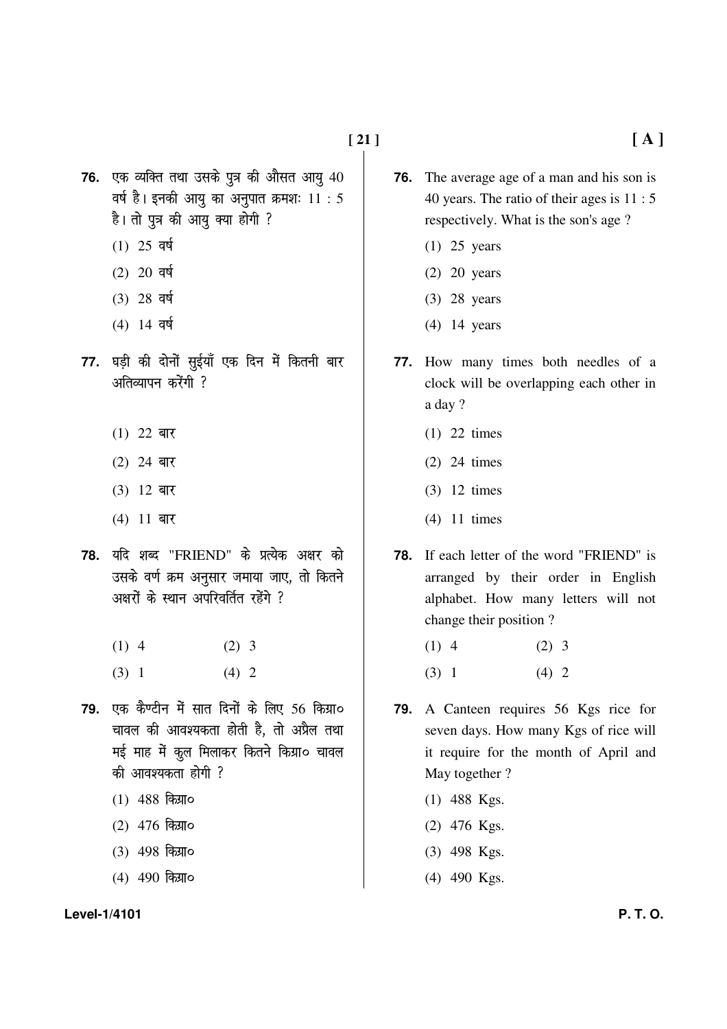**76.** एक व्यक्ति तथा उसके पुत्र की औसत आयु 40 वर्ष है। इनकी आयु का अनुपात क्रमशः 11 : 5 है। तो पुत्र की आयु क्या होगी ?

(1) 25 वर्ष

(2) 20 वर्ष

(3) 28 वर्ष

(4) 14 वर्ष

**77.** घड़ी की दोनों सुईयाँ एक दिन में कितनी बार अतिव्यापन करेंगी ?

(1) 22 बार

(2) 24 बार

(3) 12 बार

(4) 11 बार

**78.** यदि शब्द "FRIEND" के प्रत्येक अक्षर को उसके वर्ण क्रम अनुसार जमाया जाए, तो कितने अक्षरों के स्थान अपरिवर्तित रहेंगे ?

(1) 4 (2) 3

(3) 1 (4) 2

**79.** एक कैण्टीन में सात दिनों के लिए 56 किग्रा० चावल की आवश्यकता होती है, तो अप्रैल तथा मई माह में कुल मिलाकर कितने किग्रा० चावल की आवश्यकता होगी ?

(1) 488 किग्रा०

(2) 476 किग्रा०

(3) 498 किग्रा०

(4) 490 किग्रा०

**76.** The average age of a man and his son is 40 years. The ratio of their ages is 11 : 5 respectively. What is the son's age ?

(1) 25 years

(2) 20 years

(3) 28 years

(4) 14 years

**77.** How many times both needles of a clock will be overlapping each other in a day ?

(1) 22 times

(2) 24 times

(3) 12 times

(4) 11 times

**78.** If each letter of the word "FRIEND" is arranged by their order in English alphabet. How many letters will not change their position ?

(1) 4 (2) 3

(3) 1 (4) 2

**79.** A Canteen requires 56 Kgs rice for seven days. How many Kgs of rice will it require for the month of April and May together ?

(1) 488 Kgs.

(2) 476 Kgs.

(3) 498 Kgs.

(4) 490 Kgs.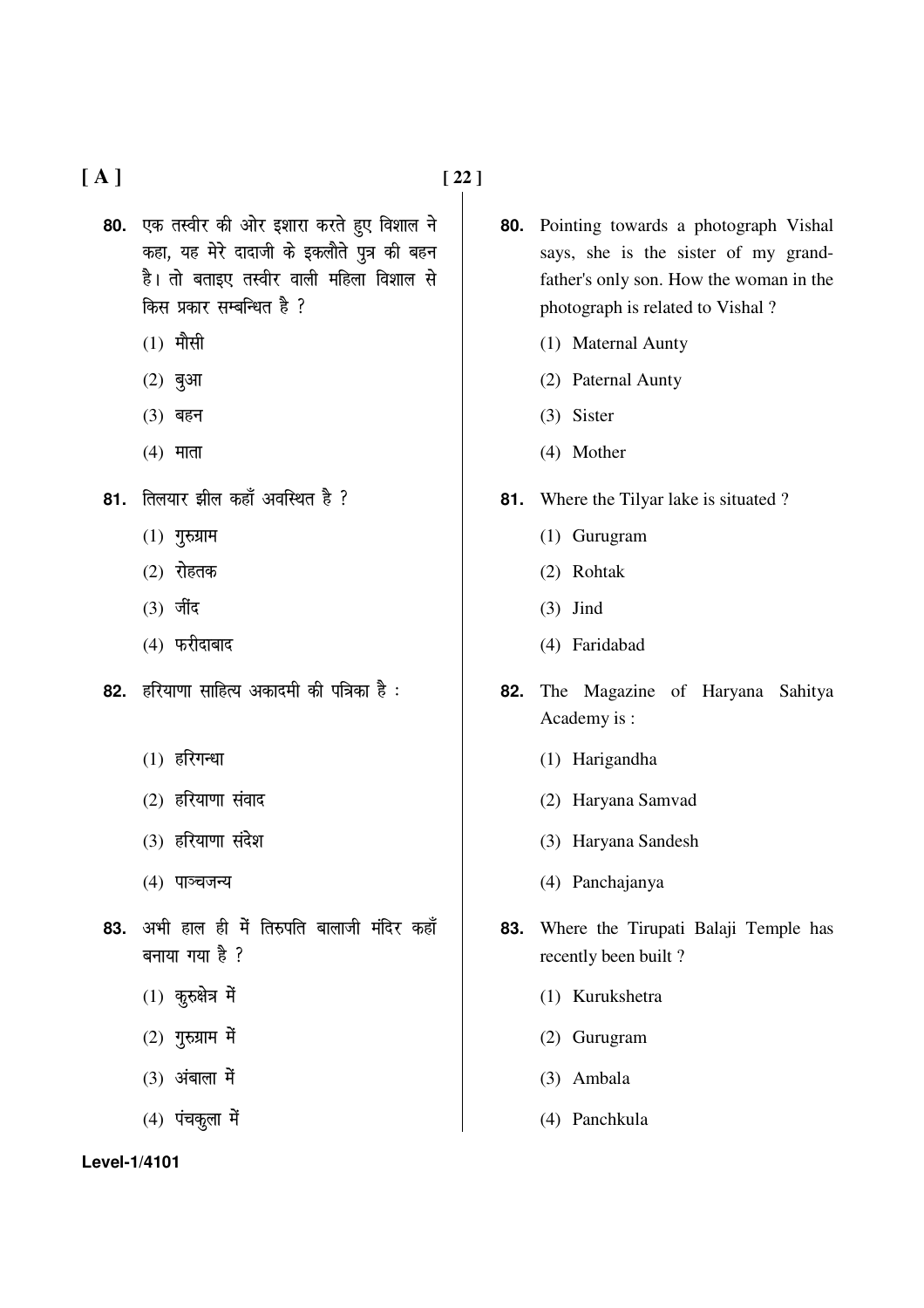**80.** एक तस्वीर की ओर इशारा करते हुए विशाल ने कहा, यह मेरे दादाजी के इकलौते पुत्र की बहन है। तो बताइए तस्वीर वाली महिला विशाल से किस प्रकार सम्बन्धित है ?

(1) मौसी

(2) बुआ

(3) बहन

(4) माता

**81.** तिलयार झील कहाँ अवस्थित है ?

(1) गुरुग्राम

(2) रोहतक

(3) जींद

(4) फरीदाबाद

**82.** हरियाणा साहित्य अकादमी की पत्रिका है :

(1) हरिगन्धा

(2) हरियाणा संवाद

(3) हरियाणा संदेश

(4) पाञ्चजन्य

**83.** अभी हाल ही में तिरुपति बालाजी मंदिर कहाँ बनाया गया है ?

(1) कुरुक्षेत्र में

(2) गुरुग्राम में

(3) अंबाला में

(4) पंचकुला में

**80.** Pointing towards a photograph Vishal says, she is the sister of my grand-father's only son. How the woman in the photograph is related to Vishal ?

(1) Maternal Aunty

(2) Paternal Aunty

(3) Sister

(4) Mother

**81.** Where the Tilyar lake is situated ?

(1) Gurugram

(2) Rohtak

(3) Jind

(4) Faridabad

**82.** The Magazine of Haryana Sahitya Academy is :

(1) Harigandha

(2) Haryana Samvad

(3) Haryana Sandesh

(4) Panchajanya

**83.** Where the Tirupati Balaji Temple has recently been built ?

(1) Kurukshetra

(2) Gurugram

(3) Ambala

(4) Panchkula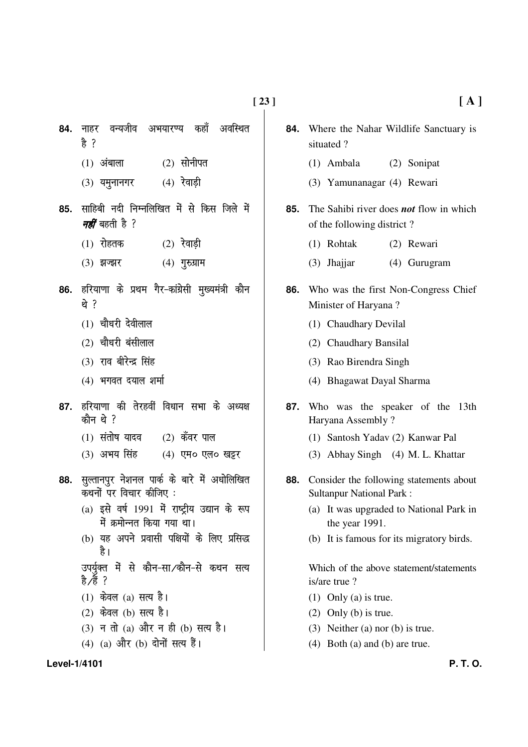**84.** नाहर वन्यजीव अभयारण्य कहाँ अवस्थित है ?

(1) अंबाला (2) सोनीपत

(3) यमुनानगर (4) रेवाड़ी

**85.** साहिबी नदी निम्नलिखित में से किस जिले में ***नहीं*** बहती है ?

(1) रोहतक (2) रेवाड़ी

(3) झज्झर (4) गुरुग्राम

**86.** हरियाणा के प्रथम गैर-कांग्रेसी मुख्यमंत्री कौन थे ?

(1) चौधरी देवीलाल

(2) चौधरी बंसीलाल

(3) राव बीरेन्द्र सिंह

(4) भगवत दयाल शर्मा

**87.** हरियाणा की तेरहवीं विधान सभा के अध्यक्ष कौन थे ?

(1) संतोष यादव (2) कँवर पाल

(3) अभय सिंह (4) एम० एल० खट्टर

**88.** सुल्तानपुर नेशनल पार्क के बारे में अधोलिखित कथनों पर विचार कीजिए :

(a) इसे वर्ष 1991 में राष्ट्रीय उद्यान के रूप में क्रमोन्नत किया गया था।

(b) यह अपने प्रवासी पक्षियों के लिए प्रसिद्ध है।

उपर्युक्त में से कौन-सा/कौन-से कथन सत्य है/हैं ?

(1) केवल (a) सत्य है।

(2) केवल (b) सत्य है।

(3) न तो (a) और न ही (b) सत्य है।

(4) (a) और (b) दोनों सत्य हैं।

**84.** Where the Nahar Wildlife Sanctuary is situated ?

(1) Ambala (2) Sonipat

(3) Yamunanagar (4) Rewari

**85.** The Sahibi river does ***not*** flow in which of the following district ?

(1) Rohtak (2) Rewari

(3) Jhajjar (4) Gurugram

**86.** Who was the first Non-Congress Chief Minister of Haryana ?

(1) Chaudhary Devilal

(2) Chaudhary Bansilal

(3) Rao Birendra Singh

(4) Bhagawat Dayal Sharma

**87.** Who was the speaker of the 13th Haryana Assembly ?

(1) Santosh Yadav (2) Kanwar Pal

(3) Abhay Singh (4) M. L. Khattar

**88.** Consider the following statements about Sultanpur National Park :

(a) It was upgraded to National Park in the year 1991.

(b) It is famous for its migratory birds.

Which of the above statement/statements is/are true ?

(1) Only (a) is true.

(2) Only (b) is true.

(3) Neither (a) nor (b) is true.

(4) Both (a) and (b) are true.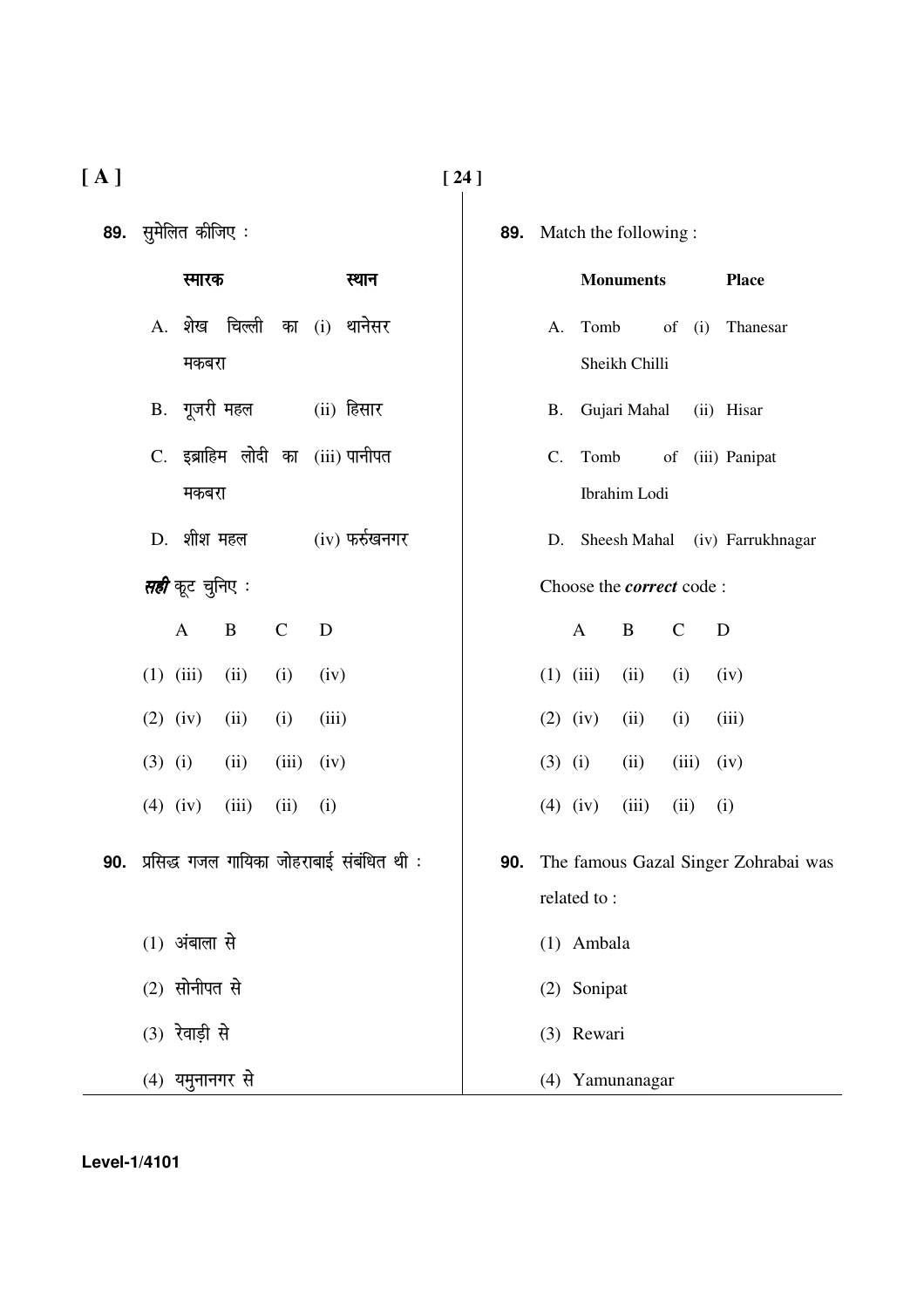**89.** सुमेलित कीजिए :

| | स्मारक | | स्थान |
|---|---|---|---|
| A. | शेख चिल्ली का मकबरा | (i) | थानेसर |
| B. | गूजरी महल | (ii) | हिसार |
| C. | इब्राहिम लोदी का मकबरा | (iii) | पानीपत |
| D. | शीश महल | (iv) | फर्रुखनगर |

***सही*** कूट चुनिए :

| | A | B | C | D |
|---|---|---|---|---|
| (1) | (iii) | (ii) | (i) | (iv) |
| (2) | (iv) | (ii) | (i) | (iii) |
| (3) | (i) | (ii) | (iii) | (iv) |
| (4) | (iv) | (iii) | (ii) | (i) |

**90.** प्रसिद्ध गजल गायिका जोहराबाई संबंधित थी :

(1) अंबाला से

(2) सोनीपत से

(3) रेवाड़ी से

(4) यमुनानगर से

**89.** Match the following :

| | Monuments | | Place |
|---|---|---|---|
| A. | Tomb of Sheikh Chilli | (i) | Thanesar |
| B. | Gujari Mahal | (ii) | Hisar |
| C. | Tomb of Ibrahim Lodi | (iii) | Panipat |
| D. | Sheesh Mahal | (iv) | Farrukhnagar |

Choose the ***correct*** code :

| | A | B | C | D |
|---|---|---|---|---|
| (1) | (iii) | (ii) | (i) | (iv) |
| (2) | (iv) | (ii) | (i) | (iii) |
| (3) | (i) | (ii) | (iii) | (iv) |
| (4) | (iv) | (iii) | (ii) | (i) |

**90.** The famous Gazal Singer Zohrabai was related to :

(1) Ambala

(2) Sonipat

(3) Rewari

(4) Yamunanagar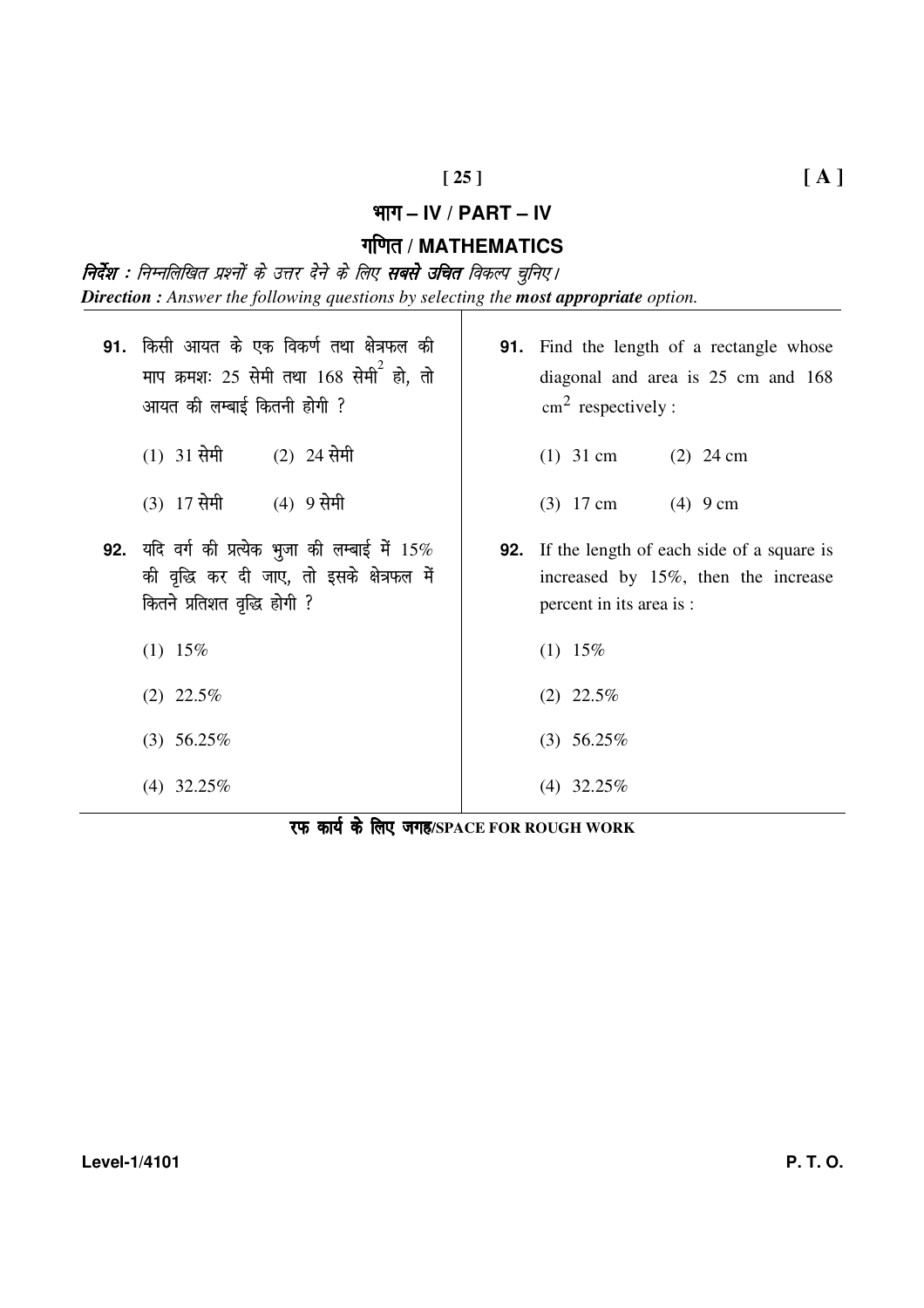# भाग – IV / PART – IV

## गणित / MATHEMATICS

***निर्देश :*** *निम्नलिखित प्रश्नों के उत्तर देने के लिए **सबसे उचित** विकल्प चुनिए।*

***Direction :*** *Answer the following questions by selecting the **most appropriate** option.*

**91.** किसी आयत के एक विकर्ण तथा क्षेत्रफल की माप क्रमशः 25 सेमी तथा 168 सेमी$^2$ हो, तो आयत की लम्बाई कितनी होगी ?

(1) 31 सेमी (2) 24 सेमी

(3) 17 सेमी (4) 9 सेमी

**92.** यदि वर्ग की प्रत्येक भुजा की लम्बाई में 15% की वृद्धि कर दी जाए, तो इसके क्षेत्रफल में कितने प्रतिशत वृद्धि होगी ?

(1) 15%

(2) 22.5%

(3) 56.25%

(4) 32.25%

**91.** Find the length of a rectangle whose diagonal and area is 25 cm and 168 cm$^2$ respectively :

(1) 31 cm (2) 24 cm

(3) 17 cm (4) 9 cm

**92.** If the length of each side of a square is increased by 15%, then the increase percent in its area is :

(1) 15%

(2) 22.5%

(3) 56.25%

(4) 32.25%

**रफ कार्य के लिए जगह/SPACE FOR ROUGH WORK**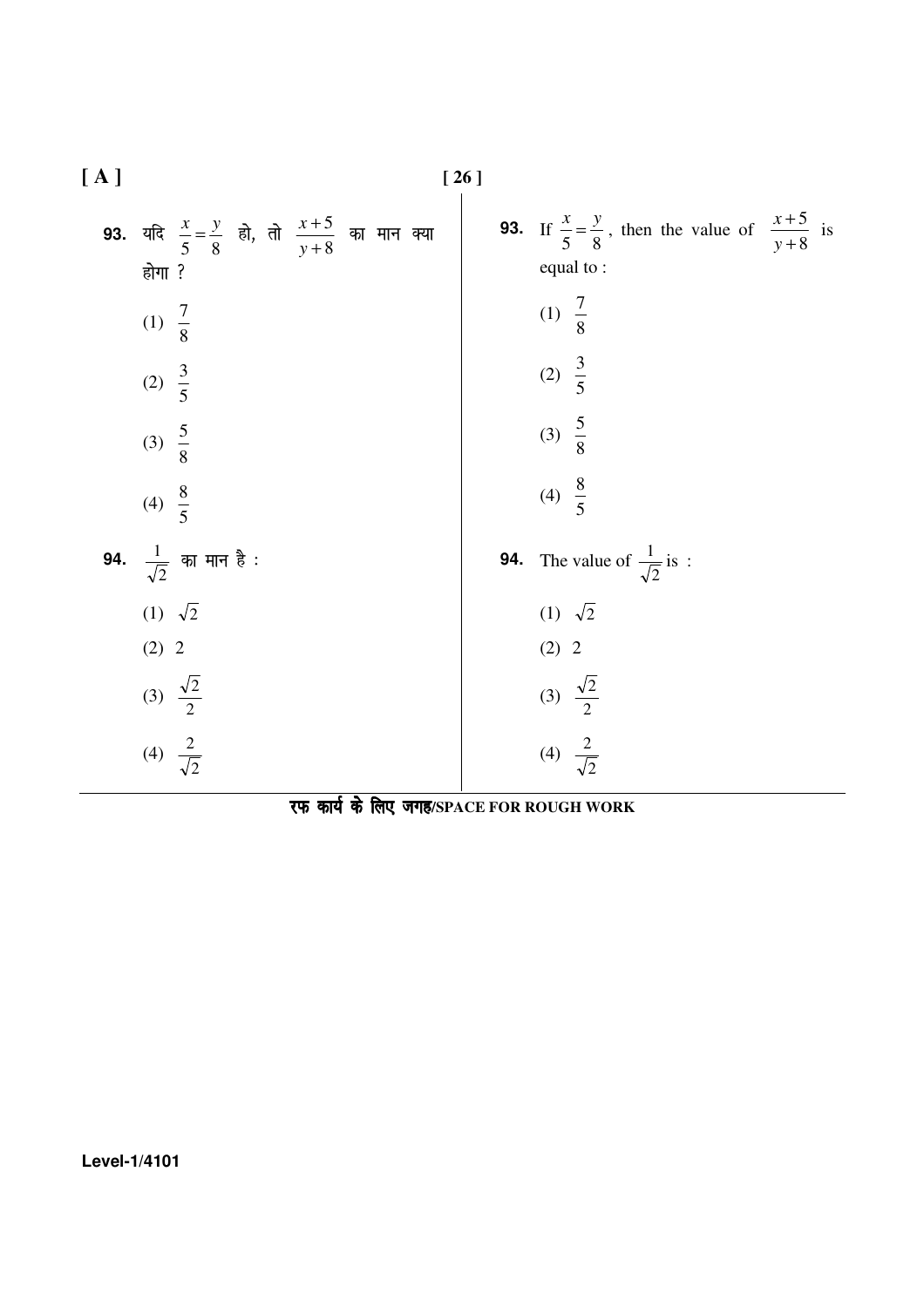**93.** यदि $\frac{x}{5} = \frac{y}{8}$ हो, तो $\frac{x+5}{y+8}$ का मान क्या होगा ?

(1) $\frac{7}{8}$

(2) $\frac{3}{5}$

(3) $\frac{5}{8}$

(4) $\frac{8}{5}$

**94.** $\frac{1}{\sqrt{2}}$ का मान है :

(1) $\sqrt{2}$

(2) 2

(3) $\frac{\sqrt{2}}{2}$

(4) $\frac{2}{\sqrt{2}}$

**93.** If $\frac{x}{5} = \frac{y}{8}$, then the value of $\frac{x+5}{y+8}$ is equal to :

(1) $\frac{7}{8}$

(2) $\frac{3}{5}$

(3) $\frac{5}{8}$

(4) $\frac{8}{5}$

**94.** The value of $\frac{1}{\sqrt{2}}$ is :

(1) $\sqrt{2}$

(2) 2

(3) $\frac{\sqrt{2}}{2}$

(4) $\frac{2}{\sqrt{2}}$

रफ कार्य के लिए जगह/SPACE FOR ROUGH WORK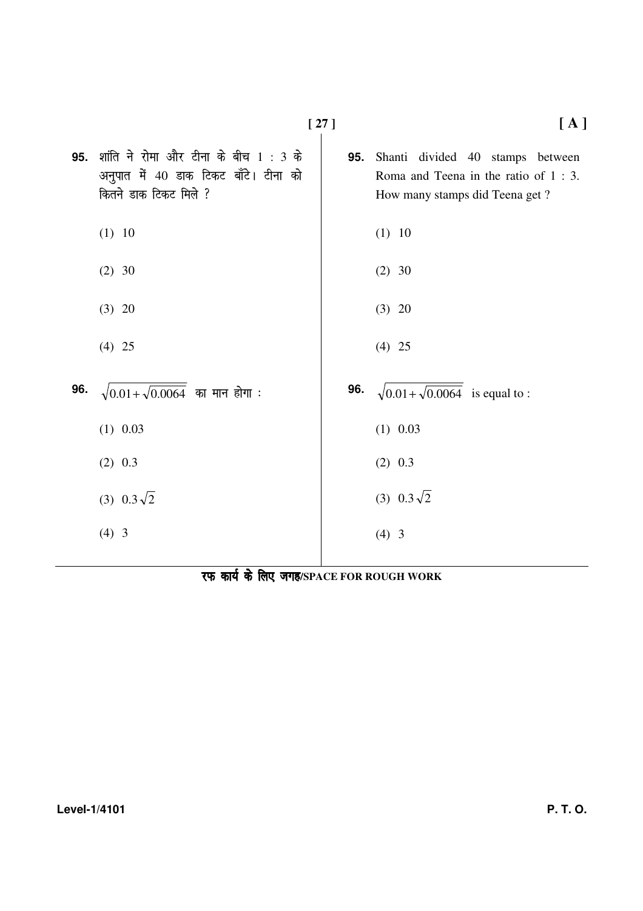**95.** शांति ने रोमा और टीना के बीच 1 : 3 के अनुपात में 40 डाक टिकट बाँटे। टीना को कितने डाक टिकट मिले ?

(1) 10

(2) 30

(3) 20

(4) 25

**96.** $\sqrt{0.01+\sqrt{0.0064}}$ का मान होगा :

(1) 0.03

(2) 0.3

(3) $0.3\sqrt{2}$

(4) 3

**95.** Shanti divided 40 stamps between Roma and Teena in the ratio of 1 : 3. How many stamps did Teena get ?

(1) 10

(2) 30

(3) 20

(4) 25

**96.** $\sqrt{0.01+\sqrt{0.0064}}$ is equal to :

(1) 0.03

(2) 0.3

(3) $0.3\sqrt{2}$

(4) 3

रफ कार्य के लिए जगह/SPACE FOR ROUGH WORK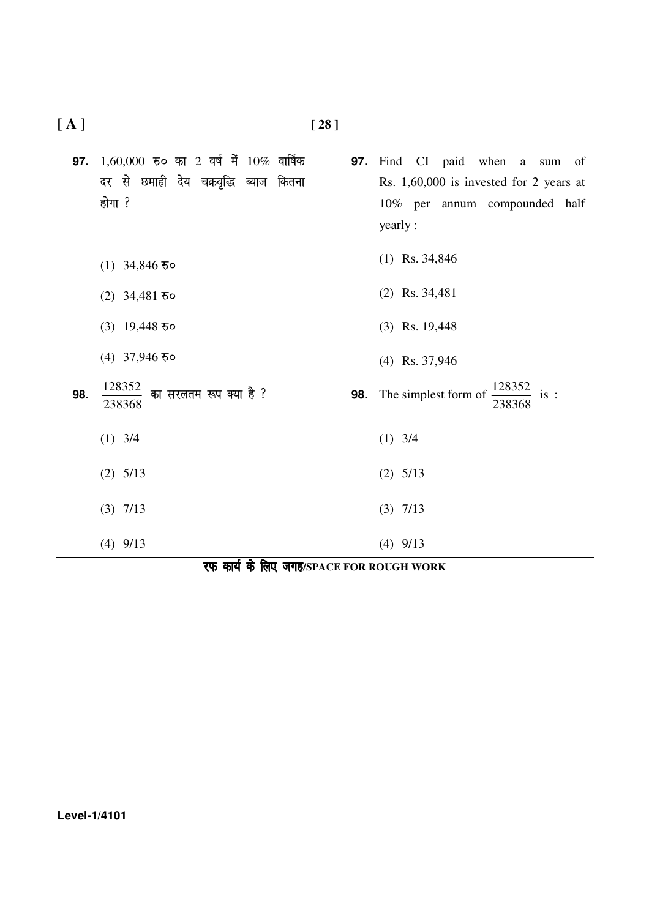**97.** 1,60,000 रु० का 2 वर्ष में 10% वार्षिक दर से छमाही देय चक्रवृद्धि ब्याज कितना होगा ?

(1) 34,846 रु०

(2) 34,481 रु०

(3) 19,448 रु०

(4) 37,946 रु०

**98.** $\frac{128352}{238368}$ का सरलतम रूप क्या है ?

(1) 3/4

(2) 5/13

(3) 7/13

(4) 9/13

**97.** Find CI paid when a sum of Rs. 1,60,000 is invested for 2 years at 10% per annum compounded half yearly :

(1) Rs. 34,846

(2) Rs. 34,481

(3) Rs. 19,448

(4) Rs. 37,946

**98.** The simplest form of $\frac{128352}{238368}$ is :

(1) 3/4

(2) 5/13

(3) 7/13

(4) 9/13

रफ कार्य के लिए जगह/SPACE FOR ROUGH WORK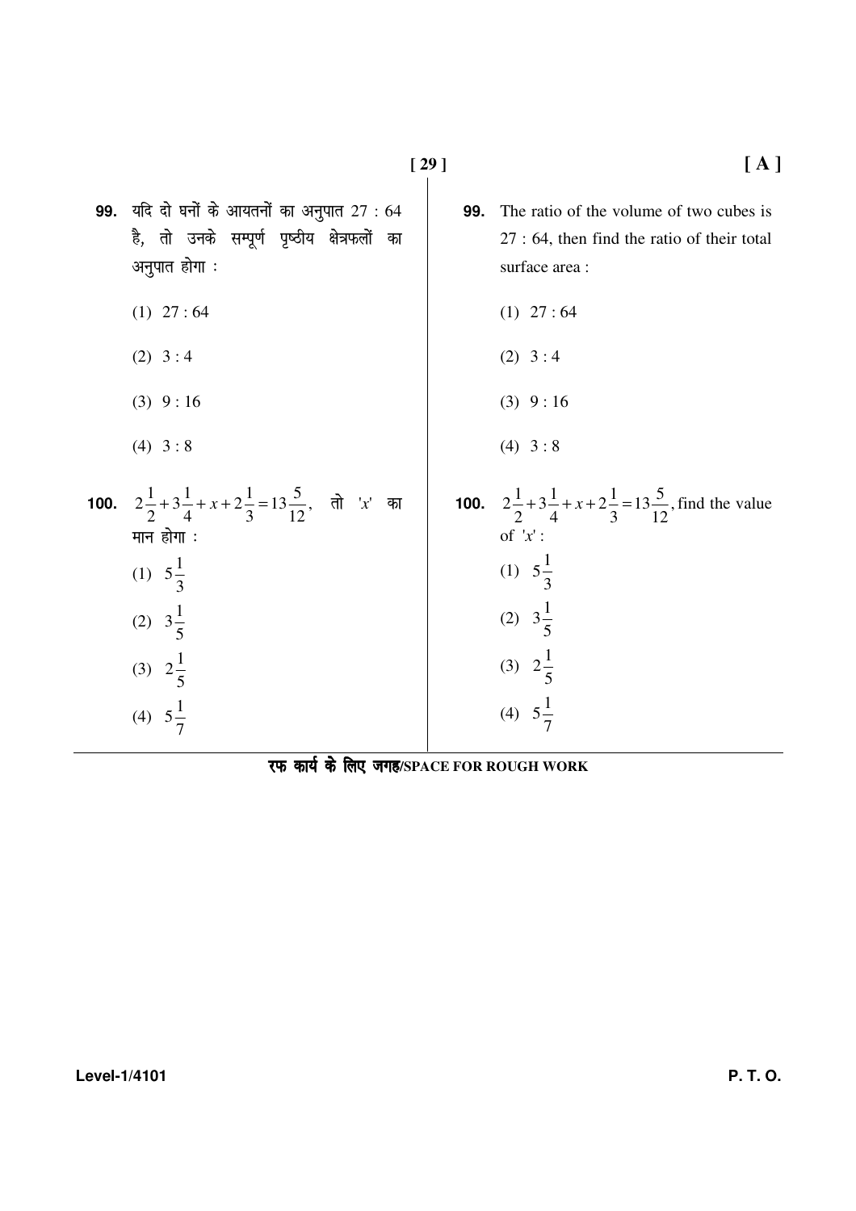**99.** यदि दो घनों के आयतनों का अनुपात 27 : 64 है, तो उनके सम्पूर्ण पृष्ठीय क्षेत्रफलों का अनुपात होगा :

(1) 27 : 64

(2) 3 : 4

(3) 9 : 16

(4) 3 : 8

**100.** $2\frac{1}{2}+3\frac{1}{4}+x+2\frac{1}{3}=13\frac{5}{12}$, तो '$x$' का मान होगा :

(1) $5\frac{1}{3}$

(2) $3\frac{1}{5}$

(3) $2\frac{1}{5}$

(4) $5\frac{1}{7}$

**99.** The ratio of the volume of two cubes is 27 : 64, then find the ratio of their total surface area :

(1) 27 : 64

(2) 3 : 4

(3) 9 : 16

(4) 3 : 8

**100.** $2\frac{1}{2}+3\frac{1}{4}+x+2\frac{1}{3}=13\frac{5}{12}$, find the value of '$x$' :

(1) $5\frac{1}{3}$

(2) $3\frac{1}{5}$

(3) $2\frac{1}{5}$

(4) $5\frac{1}{7}$

रफ कार्य के लिए जगह/SPACE FOR ROUGH WORK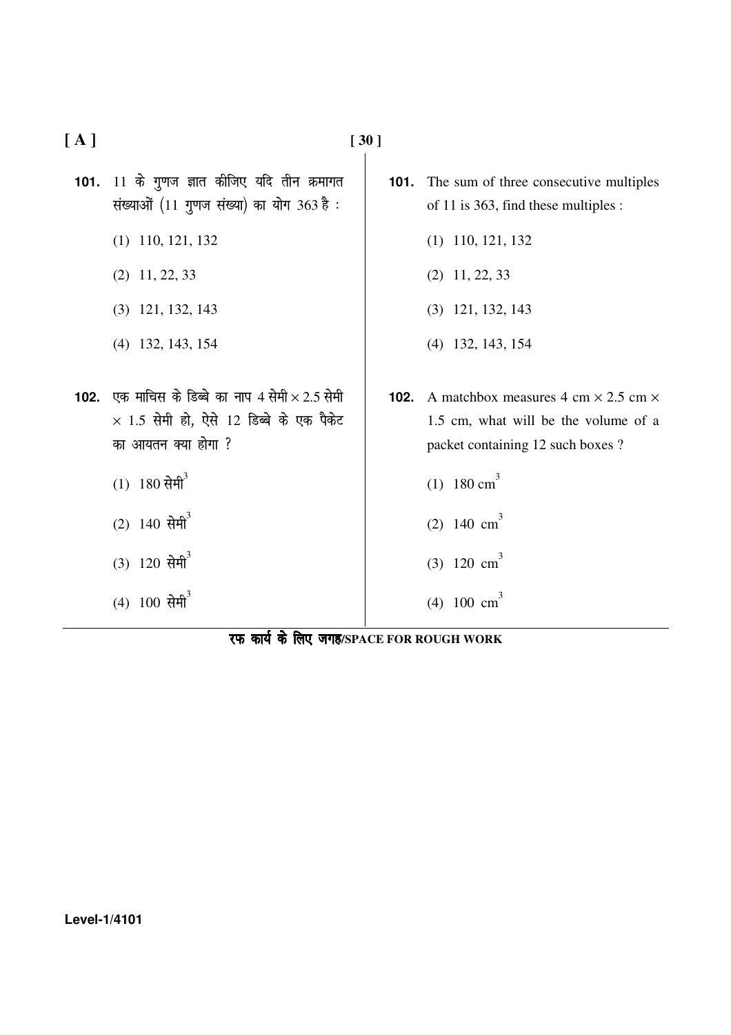**101.** 11 के गुणज ज्ञात कीजिए यदि तीन क्रमागत संख्याओं (11 गुणज संख्या) का योग 363 है :

(1) 110, 121, 132

(2) 11, 22, 33

(3) 121, 132, 143

(4) 132, 143, 154

**102.** एक माचिस के डिब्बे का नाप 4 सेमी $\times$ 2.5 सेमी $\times$ 1.5 सेमी हो, ऐसे 12 डिब्बे के एक पैकेट का आयतन क्या होगा ?

(1) 180 सेमी$^3$

(2) 140 सेमी$^3$

(3) 120 सेमी$^3$

(4) 100 सेमी$^3$

**101.** The sum of three consecutive multiples of 11 is 363, find these multiples :

(1) 110, 121, 132

(2) 11, 22, 33

(3) 121, 132, 143

(4) 132, 143, 154

**102.** A matchbox measures 4 cm $\times$ 2.5 cm $\times$ 1.5 cm, what will be the volume of a packet containing 12 such boxes ?

(1) 180 cm$^3$

(2) 140 cm$^3$

(3) 120 cm$^3$

(4) 100 cm$^3$

रफ कार्य के लिए जगह/SPACE FOR ROUGH WORK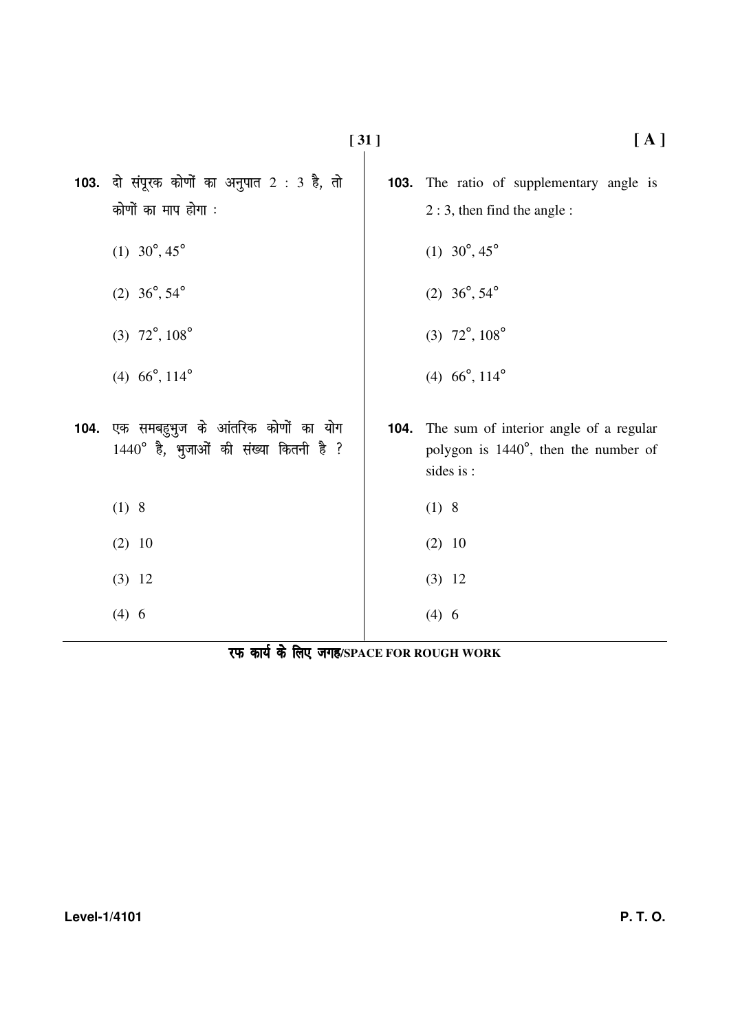**103.** दो संपूरक कोणों का अनुपात 2 : 3 है, तो कोणों का माप होगा :

(1) $30^\circ, 45^\circ$

(2) $36^\circ, 54^\circ$

(3) $72^\circ, 108^\circ$

(4) $66^\circ, 114^\circ$

**104.** एक समबहुभुज के आंतरिक कोणों का योग $1440^\circ$ है, भुजाओं की संख्या कितनी है ?

(1) 8

(2) 10

(3) 12

(4) 6

**103.** The ratio of supplementary angle is 2 : 3, then find the angle :

(1) $30^\circ, 45^\circ$

(2) $36^\circ, 54^\circ$

(3) $72^\circ, 108^\circ$

(4) $66^\circ, 114^\circ$

**104.** The sum of interior angle of a regular polygon is $1440^\circ$, then the number of sides is :

(1) 8

(2) 10

(3) 12

(4) 6

**रफ कार्य के लिए जगह/SPACE FOR ROUGH WORK**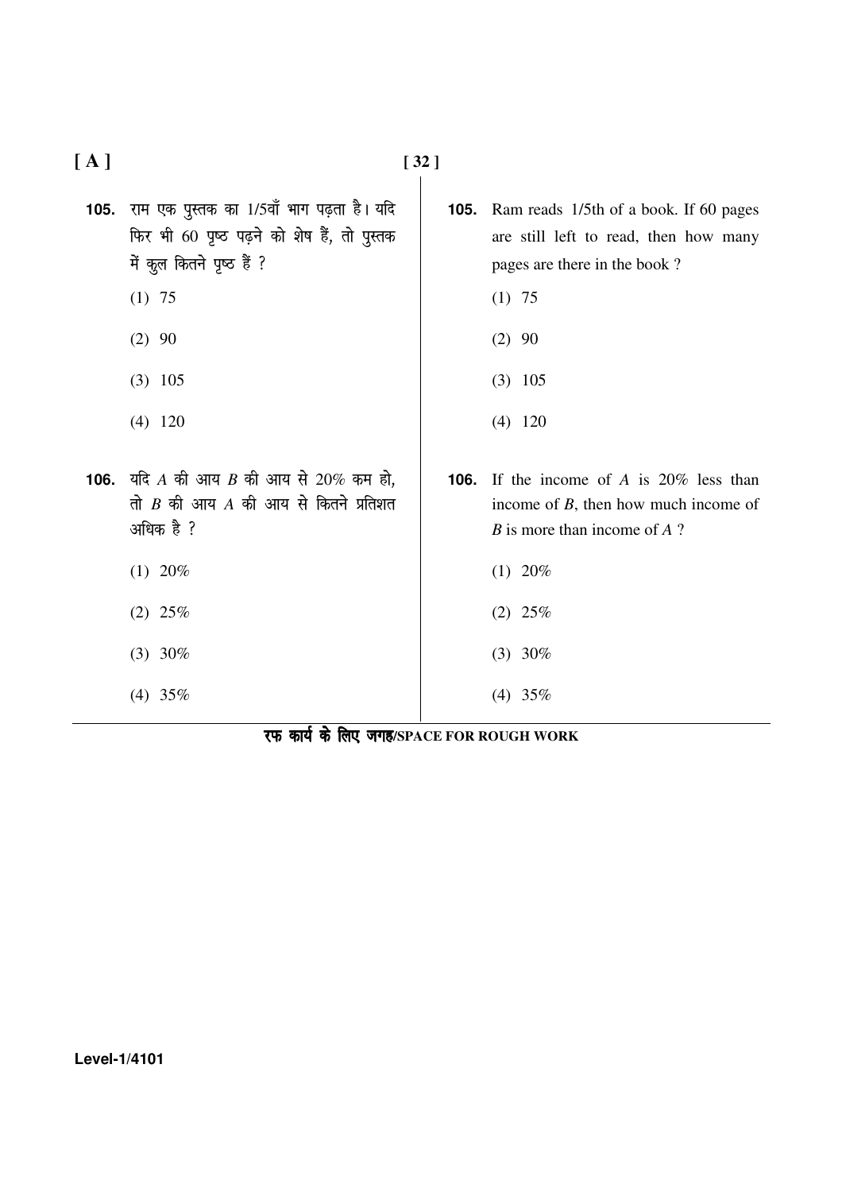**105.** राम एक पुस्तक का 1/5वाँ भाग पढ़ता है। यदि फिर भी 60 पृष्ठ पढ़ने को शेष हैं, तो पुस्तक में कुल कितने पृष्ठ हैं ?

(1) 75

(2) 90

(3) 105

(4) 120

**106.** यदि $A$ की आय $B$ की आय से 20% कम हो, तो $B$ की आय $A$ की आय से कितने प्रतिशत अधिक है ?

(1) 20%

(2) 25%

(3) 30%

(4) 35%

**105.** Ram reads 1/5th of a book. If 60 pages are still left to read, then how many pages are there in the book ?

(1) 75

(2) 90

(3) 105

(4) 120

**106.** If the income of $A$ is 20% less than income of $B$, then how much income of $B$ is more than income of $A$ ?

(1) 20%

(2) 25%

(3) 30%

(4) 35%

रफ कार्य के लिए जगह/SPACE FOR ROUGH WORK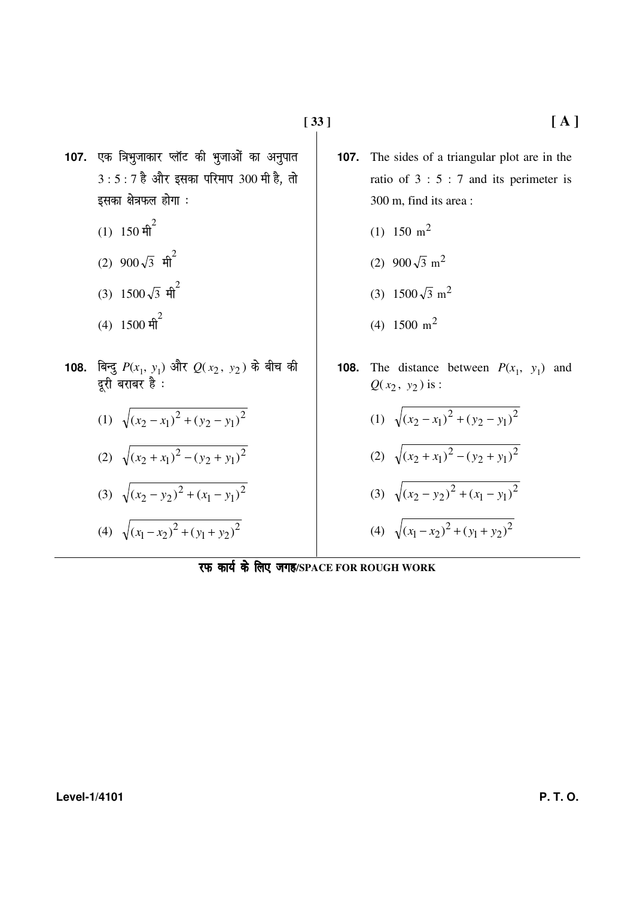**107.** एक त्रिभुजाकार प्लॉट की भुजाओं का अनुपात 3 : 5 : 7 है और इसका परिमाप 300 मी है, तो इसका क्षेत्रफल होगा :

(1) 150 $मी^2$

(2) $900\sqrt{3}$ $मी^2$

(3) $1500\sqrt{3}$ $मी^2$

(4) 1500 $मी^2$

**108.** बिन्दु $P(x_1, y_1)$ और $Q(x_2, y_2)$ के बीच की दूरी बराबर है :

(1) $\sqrt{(x_2 - x_1)^2 + (y_2 - y_1)^2}$

(2) $\sqrt{(x_2 + x_1)^2 - (y_2 + y_1)^2}$

(3) $\sqrt{(x_2 - y_2)^2 + (x_1 - y_1)^2}$

(4) $\sqrt{(x_1 - x_2)^2 + (y_1 + y_2)^2}$

**107.** The sides of a triangular plot are in the ratio of 3 : 5 : 7 and its perimeter is 300 m, find its area :

(1) 150 $m^2$

(2) $900\sqrt{3}$ $m^2$

(3) $1500\sqrt{3}$ $m^2$

(4) 1500 $m^2$

**108.** The distance between $P(x_1, y_1)$ and $Q(x_2, y_2)$ is :

(1) $\sqrt{(x_2 - x_1)^2 + (y_2 - y_1)^2}$

(2) $\sqrt{(x_2 + x_1)^2 - (y_2 + y_1)^2}$

(3) $\sqrt{(x_2 - y_2)^2 + (x_1 - y_1)^2}$

(4) $\sqrt{(x_1 - x_2)^2 + (y_1 + y_2)^2}$

**रफ कार्य के लिए जगह/SPACE FOR ROUGH WORK**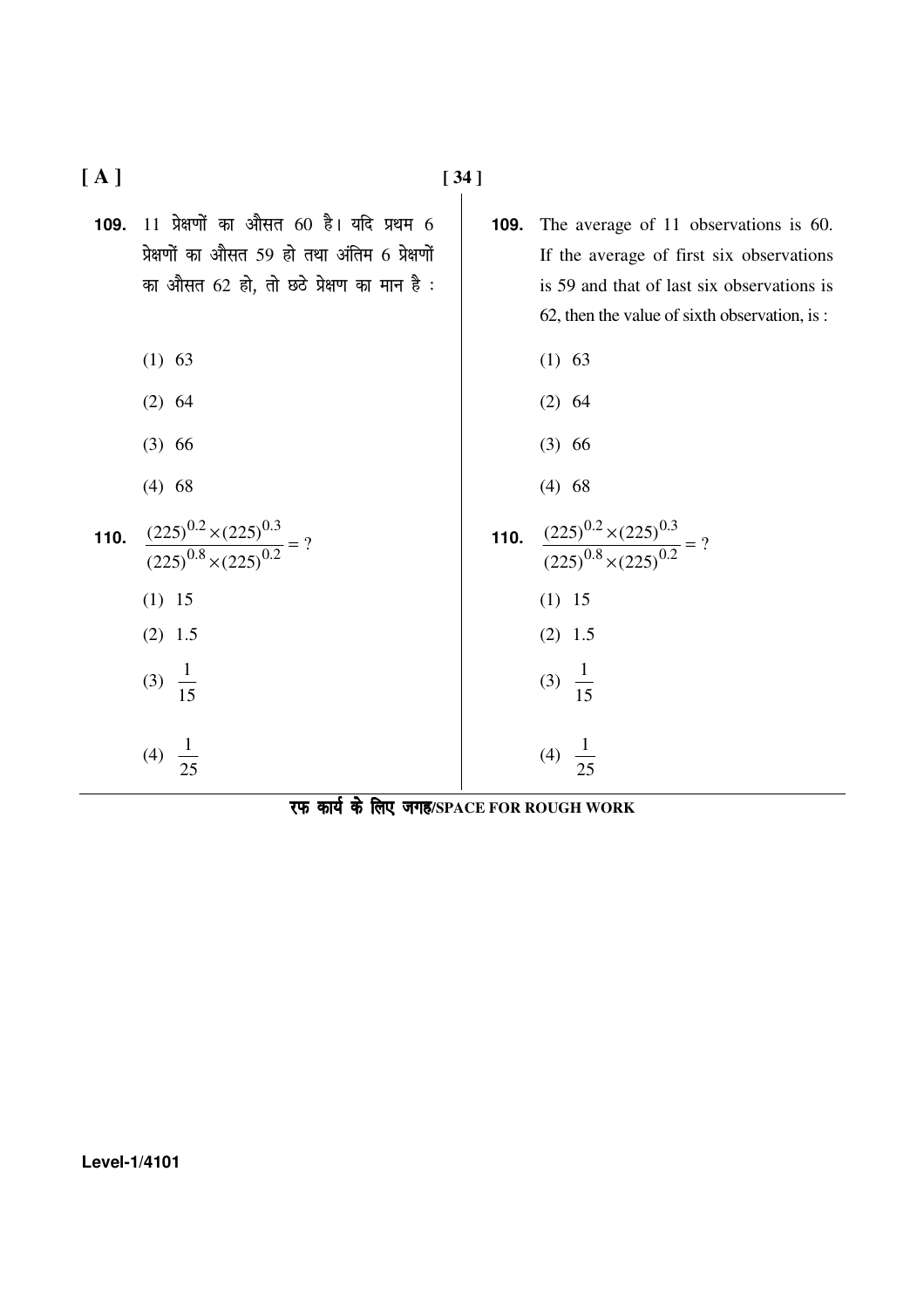**109.** 11 प्रेक्षणों का औसत 60 है। यदि प्रथम 6 प्रेक्षणों का औसत 59 हो तथा अंतिम 6 प्रेक्षणों का औसत 62 हो, तो छठे प्रेक्षण का मान है :

(1) 63

(2) 64

(3) 66

(4) 68

**110.** $\dfrac{(225)^{0.2} \times (225)^{0.3}}{(225)^{0.8} \times (225)^{0.2}} = ?$

(1) 15

(2) 1.5

(3) $\dfrac{1}{15}$

(4) $\dfrac{1}{25}$

**109.** The average of 11 observations is 60. If the average of first six observations is 59 and that of last six observations is 62, then the value of sixth observation, is :

(1) 63

(2) 64

(3) 66

(4) 68

**110.** $\dfrac{(225)^{0.2} \times (225)^{0.3}}{(225)^{0.8} \times (225)^{0.2}} = ?$

(1) 15

(2) 1.5

(3) $\dfrac{1}{15}$

(4) $\dfrac{1}{25}$

रफ कार्य के लिए जगह/SPACE FOR ROUGH WORK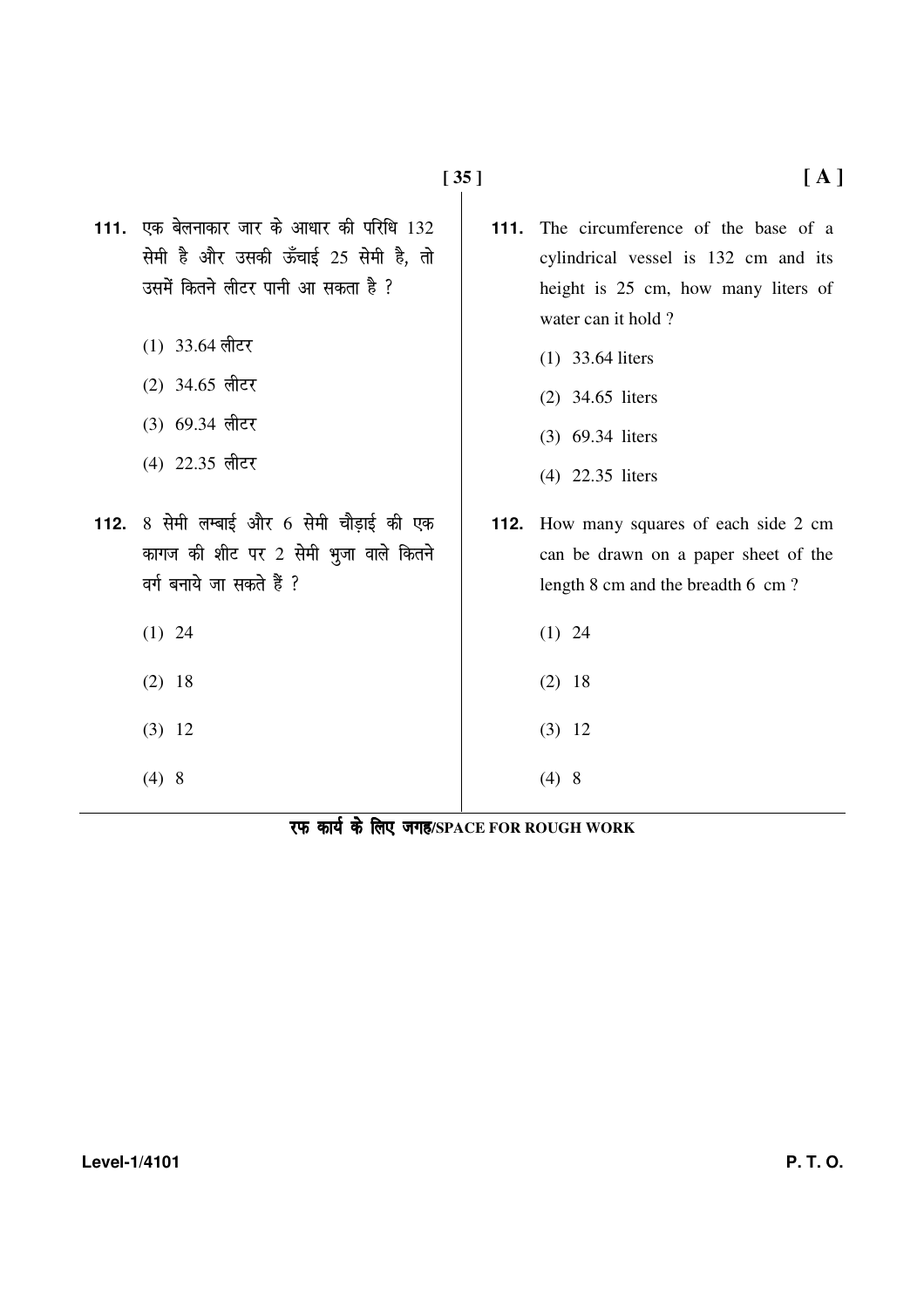**111.** एक बेलनाकार जार के आधार की परिधि 132 सेमी है और उसकी ऊँचाई 25 सेमी है, तो उसमें कितने लीटर पानी आ सकता है ?

(1) 33.64 लीटर

(2) 34.65 लीटर

(3) 69.34 लीटर

(4) 22.35 लीटर

**112.** 8 सेमी लम्बाई और 6 सेमी चौड़ाई की एक कागज की शीट पर 2 सेमी भुजा वाले कितने वर्ग बनाये जा सकते हैं ?

(1) 24

(2) 18

(3) 12

(4) 8

**111.** The circumference of the base of a cylindrical vessel is 132 cm and its height is 25 cm, how many liters of water can it hold ?

(1) 33.64 liters

(2) 34.65 liters

(3) 69.34 liters

(4) 22.35 liters

**112.** How many squares of each side 2 cm can be drawn on a paper sheet of the length 8 cm and the breadth 6 cm ?

(1) 24

(2) 18

(3) 12

(4) 8

**रफ कार्य के लिए जगह/SPACE FOR ROUGH WORK**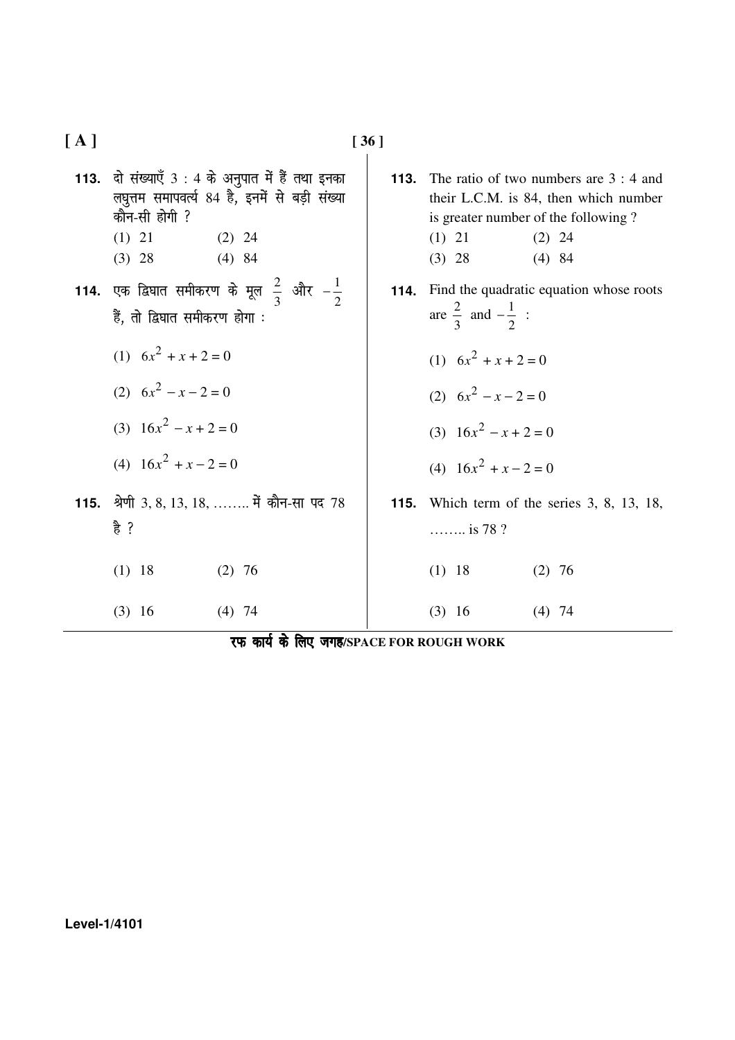**113.** दो संख्याएँ 3 : 4 के अनुपात में हैं तथा इनका लघुत्तम समापवर्त्य 84 है, इनमें से बड़ी संख्या कौन-सी होगी ?

(1) 21 (2) 24

(3) 28 (4) 84

**114.** एक द्विघात समीकरण के मूल $\frac{2}{3}$ और $-\frac{1}{2}$ हैं, तो द्विघात समीकरण होगा :

(1) $6x^2 + x + 2 = 0$

(2) $6x^2 - x - 2 = 0$

(3) $16x^2 - x + 2 = 0$

(4) $16x^2 + x - 2 = 0$

**115.** श्रेणी 3, 8, 13, 18, …….. में कौन-सा पद 78 है ?

(1) 18 (2) 76

(3) 16 (4) 74

**113.** The ratio of two numbers are 3 : 4 and their L.C.M. is 84, then which number is greater number of the following ?

(1) 21 (2) 24

(3) 28 (4) 84

**114.** Find the quadratic equation whose roots are $\frac{2}{3}$ and $-\frac{1}{2}$ :

(1) $6x^2 + x + 2 = 0$

(2) $6x^2 - x - 2 = 0$

(3) $16x^2 - x + 2 = 0$

(4) $16x^2 + x - 2 = 0$

**115.** Which term of the series 3, 8, 13, 18, …….. is 78 ?

(1) 18 (2) 76

(3) 16 (4) 74

रफ कार्य के लिए जगह/SPACE FOR ROUGH WORK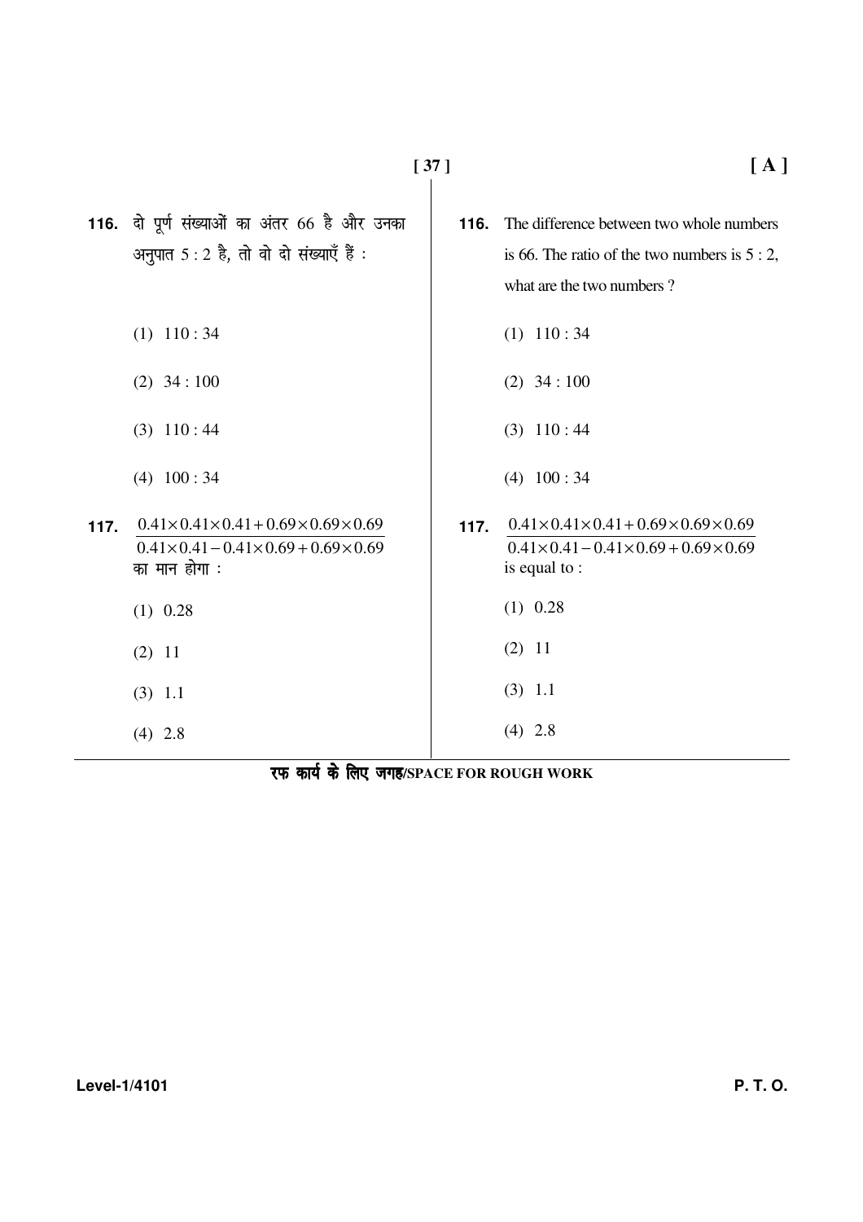**116.** दो पूर्ण संख्याओं का अंतर 66 है और उनका अनुपात 5 : 2 है, तो वो दो संख्याएँ हैं :

(1) 110 : 34

(2) 34 : 100

(3) 110 : 44

(4) 100 : 34

**117.** $\dfrac{0.41 \times 0.41 \times 0.41 + 0.69 \times 0.69 \times 0.69}{0.41 \times 0.41 - 0.41 \times 0.69 + 0.69 \times 0.69}$ का मान होगा :

(1) 0.28

(2) 11

(3) 1.1

(4) 2.8

**116.** The difference between two whole numbers is 66. The ratio of the two numbers is 5 : 2, what are the two numbers ?

(1) 110 : 34

(2) 34 : 100

(3) 110 : 44

(4) 100 : 34

**117.** $\dfrac{0.41 \times 0.41 \times 0.41 + 0.69 \times 0.69 \times 0.69}{0.41 \times 0.41 - 0.41 \times 0.69 + 0.69 \times 0.69}$ is equal to :

(1) 0.28

(2) 11

(3) 1.1

(4) 2.8

रफ कार्य के लिए जगह/SPACE FOR ROUGH WORK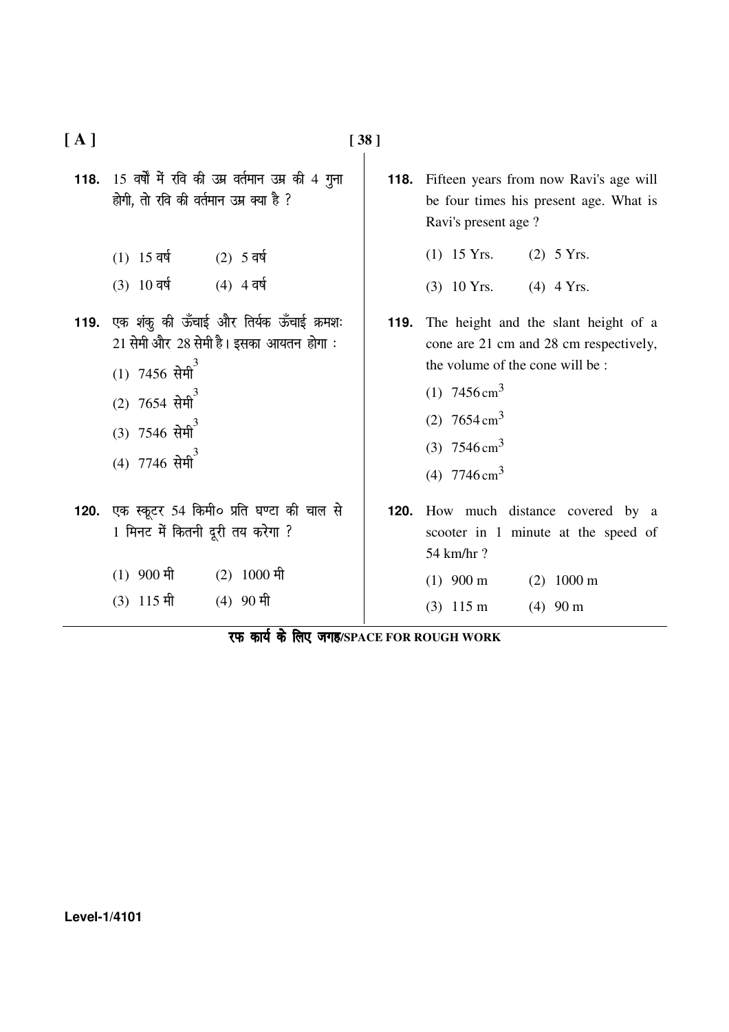**118.** 15 वर्षों में रवि की उम्र वर्तमान उम्र की 4 गुना होगी, तो रवि की वर्तमान उम्र क्या है ?

(1) 15 वर्ष (2) 5 वर्ष

(3) 10 वर्ष (4) 4 वर्ष

**119.** एक शंकु की ऊँचाई और तिर्यक ऊँचाई क्रमशः 21 सेमी और 28 सेमी है। इसका आयतन होगा :

(1) 7456 सेमी$^3$

(2) 7654 सेमी$^3$

(3) 7546 सेमी$^3$

(4) 7746 सेमी$^3$

**120.** एक स्कूटर 54 किमी० प्रति घण्टा की चाल से 1 मिनट में कितनी दूरी तय करेगा ?

(1) 900 मी (2) 1000 मी

(3) 115 मी (4) 90 मी

**118.** Fifteen years from now Ravi's age will be four times his present age. What is Ravi's present age ?

(1) 15 Yrs. (2) 5 Yrs.

(3) 10 Yrs. (4) 4 Yrs.

**119.** The height and the slant height of a cone are 21 cm and 28 cm respectively, the volume of the cone will be :

(1) $7456 \text{ cm}^3$

(2) $7654 \text{ cm}^3$

(3) $7546 \text{ cm}^3$

(4) $7746 \text{ cm}^3$

**120.** How much distance covered by a scooter in 1 minute at the speed of 54 km/hr ?

(1) 900 m (2) 1000 m

(3) 115 m (4) 90 m

रफ कार्य के लिए जगह/SPACE FOR ROUGH WORK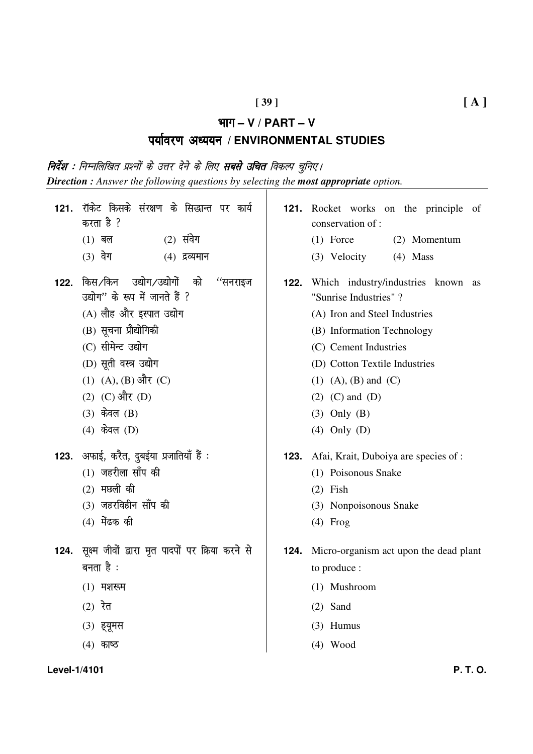# भाग – V / PART – V

## पर्यावरण अध्ययन / ENVIRONMENTAL STUDIES

***निर्देश :** निम्नलिखित प्रश्नों के उत्तर देने के लिए **सबसे उचित** विकल्प चुनिए।*

***Direction :** Answer the following questions by selecting the **most appropriate** option.*

**121.** रॉकेट किसके संरक्षण के सिद्धान्त पर कार्य करता है ?

(1) बल (2) संवेग

(3) वेग (4) द्रव्यमान

**122.** किस/किन उद्योग/उद्योगों को "सनराइज उद्योग" के रूप में जानते हैं ?

(A) लौह और इस्पात उद्योग

(B) सूचना प्रौद्योगिकी

(C) सीमेन्ट उद्योग

(D) सूती वस्त्र उद्योग

(1) (A), (B) और (C)

(2) (C) और (D)

(3) केवल (B)

(4) केवल (D)

**123.** अफाई, करैत, दुबईया प्रजातियाँ हैं :

(1) जहरीला साँप की

(2) मछली की

(3) जहरविहीन साँप की

(4) मेंढक की

**124.** सूक्ष्म जीवों द्वारा मृत पादपों पर क्रिया करने से बनता है :

(1) मशरूम

(2) रेत

(3) ह्यूमस

(4) काष्ठ

**121.** Rocket works on the principle of conservation of :

(1) Force (2) Momentum

(3) Velocity (4) Mass

**122.** Which industry/industries known as "Sunrise Industries" ?

(A) Iron and Steel Industries

(B) Information Technology

(C) Cement Industries

(D) Cotton Textile Industries

(1) (A), (B) and (C)

(2) (C) and (D)

(3) Only (B)

(4) Only (D)

**123.** Afai, Krait, Duboiya are species of :

(1) Poisonous Snake

(2) Fish

(3) Nonpoisonous Snake

(4) Frog

**124.** Micro-organism act upon the dead plant to produce :

(1) Mushroom

(2) Sand

(3) Humus

(4) Wood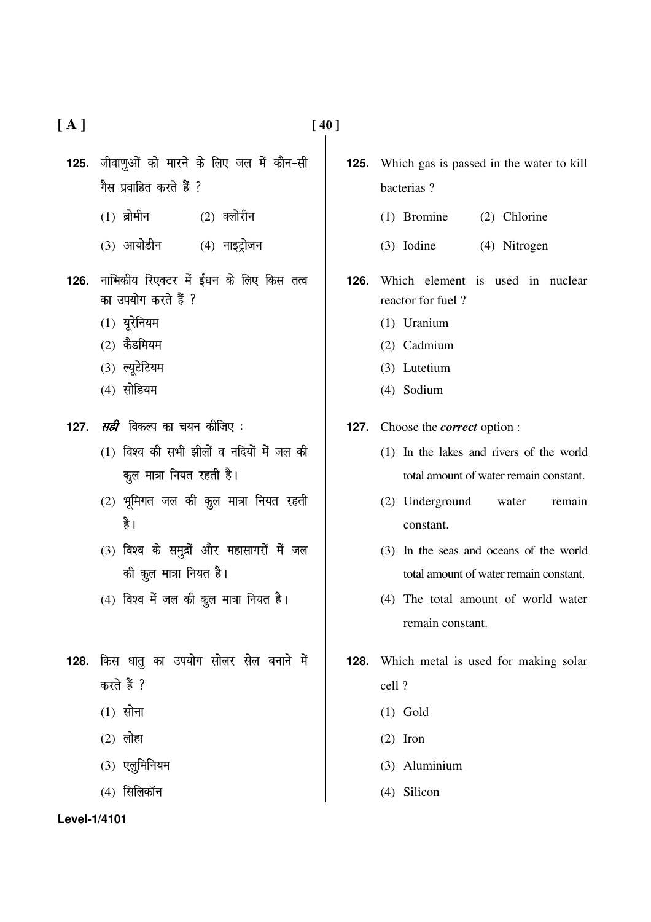**125.** जीवाणुओं को मारने के लिए जल में कौन-सी गैस प्रवाहित करते हैं ?

(1) ब्रोमीन (2) क्लोरीन

(3) आयोडीन (4) नाइट्रोजन

**126.** नाभिकीय रिएक्टर में ईंधन के लिए किस तत्व का उपयोग करते हैं ?

(1) यूरेनियम

(2) कैडमियम

(3) ल्यूटेटियम

(4) सोडियम

**127.** ***सही*** विकल्प का चयन कीजिए :

(1) विश्व की सभी झीलों व नदियों में जल की कुल मात्रा नियत रहती है।

(2) भूमिगत जल की कुल मात्रा नियत रहती है।

(3) विश्व के समुद्रों और महासागरों में जल की कुल मात्रा नियत है।

(4) विश्व में जल की कुल मात्रा नियत है।

**128.** किस धातु का उपयोग सोलर सेल बनाने में करते हैं ?

(1) सोना

(2) लोहा

(3) एलुमिनियम

(4) सिलिकॉन

**125.** Which gas is passed in the water to kill bacterias ?

(1) Bromine (2) Chlorine

(3) Iodine (4) Nitrogen

**126.** Which element is used in nuclear reactor for fuel ?

(1) Uranium

(2) Cadmium

(3) Lutetium

(4) Sodium

**127.** Choose the ***correct*** option :

(1) In the lakes and rivers of the world total amount of water remain constant.

(2) Underground water remain constant.

(3) In the seas and oceans of the world total amount of water remain constant.

(4) The total amount of world water remain constant.

**128.** Which metal is used for making solar cell ?

(1) Gold

(2) Iron

(3) Aluminium

(4) Silicon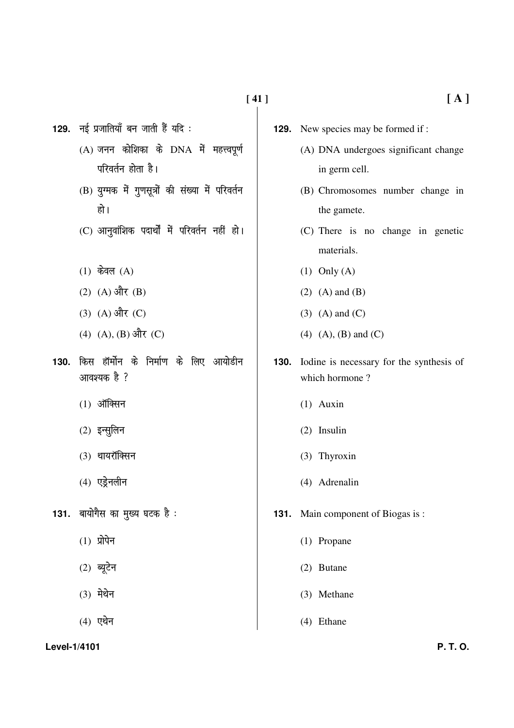**129.** नई प्रजातियाँ बन जाती हैं यदि :

(A) जनन कोशिका के DNA में महत्त्वपूर्ण परिवर्तन होता है।

(B) युग्मक में गुणसूत्रों की संख्या में परिवर्तन हो।

(C) आनुवांशिक पदार्थों में परिवर्तन नहीं हो।

(1) केवल (A)

(2) (A) और (B)

(3) (A) और (C)

(4) (A), (B) और (C)

**130.** किस हॉर्मोन के निर्माण के लिए आयोडीन आवश्यक है ?

(1) ऑक्सिन

(2) इन्सुलिन

(3) थायरॉक्सिन

(4) एड्रेनलीन

**131.** बायोगैस का मुख्य घटक है :

(1) प्रोपेन

(2) ब्यूटेन

(3) मेथेन

(4) एथेन

**129.** New species may be formed if :

(A) DNA undergoes significant change in germ cell.

(B) Chromosomes number change in the gamete.

(C) There is no change in genetic materials.

(1) Only (A)

(2) (A) and (B)

(3) (A) and (C)

(4) (A), (B) and (C)

**130.** Iodine is necessary for the synthesis of which hormone ?

(1) Auxin

(2) Insulin

(3) Thyroxin

(4) Adrenalin

**131.** Main component of Biogas is :

(1) Propane

(2) Butane

(3) Methane

(4) Ethane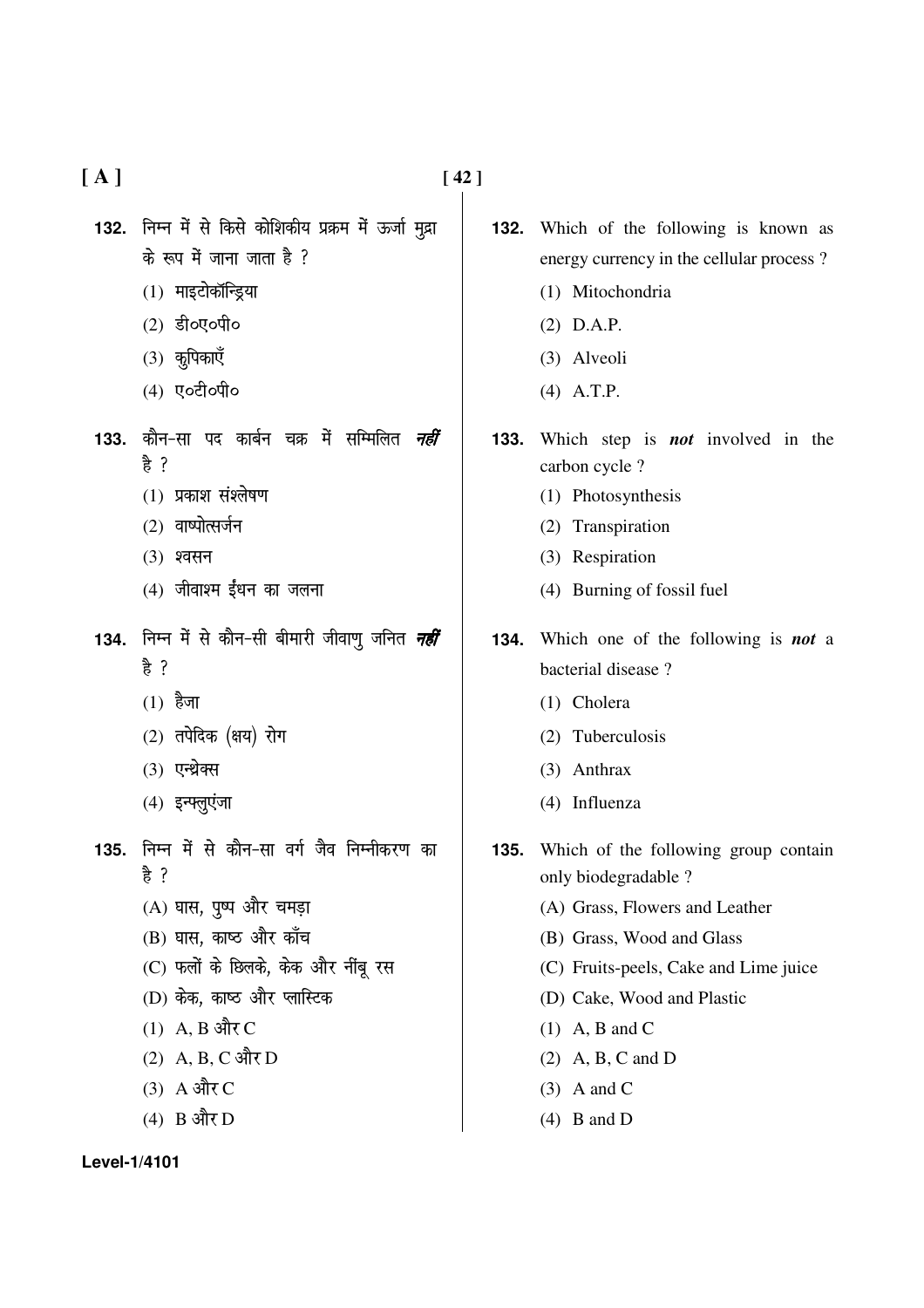**132.** निम्न में से किसे कोशिकीय प्रक्रम में ऊर्जा मुद्रा के रूप में जाना जाता है ?

(1) माइटोकॉन्ड्रिया

(2) डी०ए०पी०

(3) कुपिकाएँ

(4) ए०टी०पी०

**133.** कौन-सा पद कार्बन चक्र में सम्मिलित ***नहीं*** है ?

(1) प्रकाश संश्लेषण

(2) वाष्पोत्सर्जन

(3) श्वसन

(4) जीवाश्म ईंधन का जलना

**134.** निम्न में से कौन-सी बीमारी जीवाणु जनित ***नहीं*** है ?

(1) हैजा

(2) तपेदिक (क्षय) रोग

(3) एन्थ्रेक्स

(4) इन्फ्लुएंजा

**135.** निम्न में से कौन-सा वर्ग जैव निम्नीकरण का है ?

(A) घास, पुष्प और चमड़ा

(B) घास, काष्ठ और काँच

(C) फलों के छिलके, केक और नींबू रस

(D) केक, काष्ठ और प्लास्टिक

(1) A, B और C

(2) A, B, C और D

(3) A और C

(4) B और D

**132.** Which of the following is known as energy currency in the cellular process ?

(1) Mitochondria

(2) D.A.P.

(3) Alveoli

(4) A.T.P.

**133.** Which step is ***not*** involved in the carbon cycle ?

(1) Photosynthesis

(2) Transpiration

(3) Respiration

(4) Burning of fossil fuel

**134.** Which one of the following is ***not*** a bacterial disease ?

(1) Cholera

(2) Tuberculosis

(3) Anthrax

(4) Influenza

**135.** Which of the following group contain only biodegradable ?

(A) Grass, Flowers and Leather

(B) Grass, Wood and Glass

(C) Fruits-peels, Cake and Lime juice

(D) Cake, Wood and Plastic

(1) A, B and C

(2) A, B, C and D

(3) A and C

(4) B and D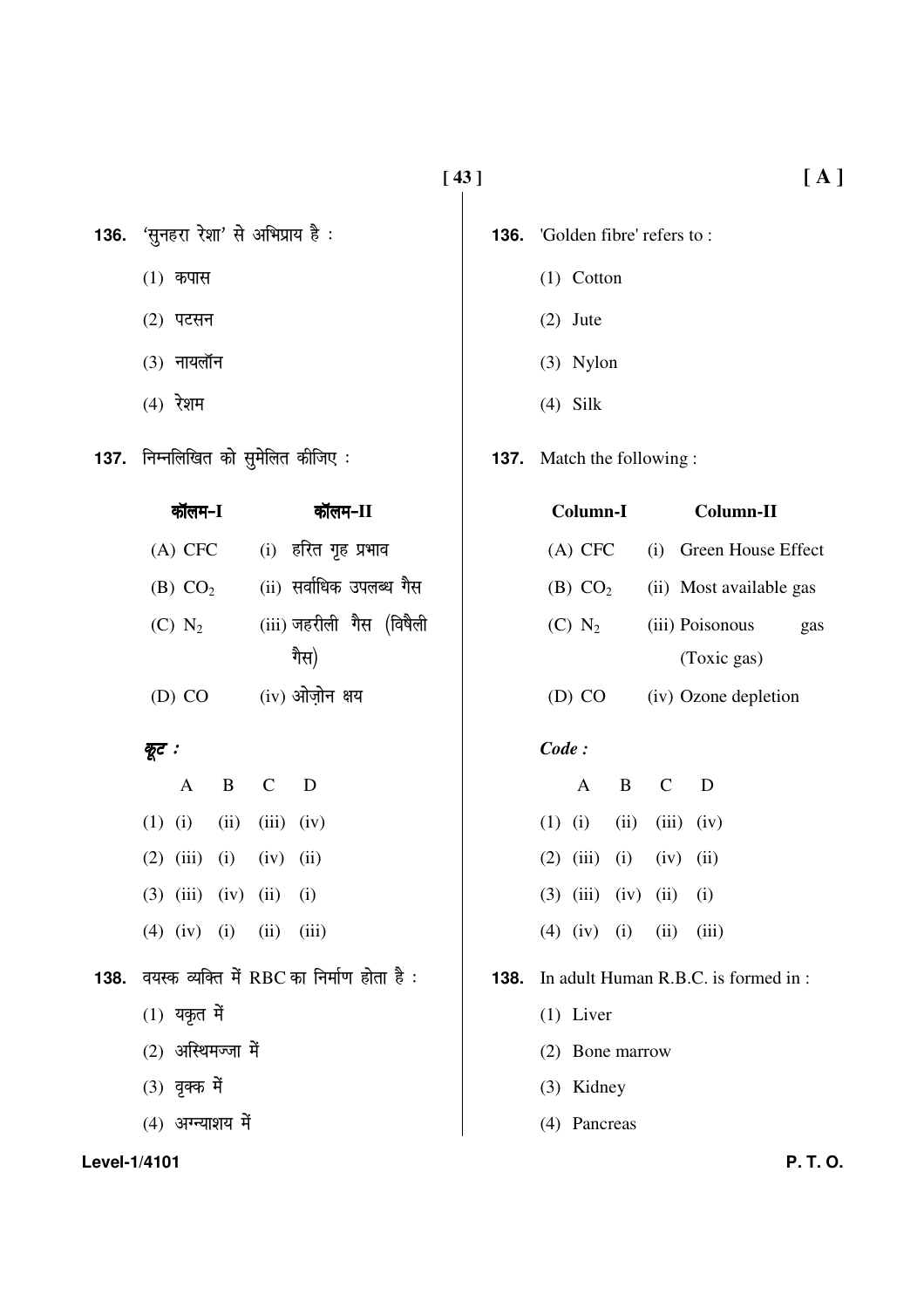136. 'सुनहरा रेशा' से अभिप्राय है :

(1) कपास

(2) पटसन

(3) नायलॉन

(4) रेशम

137. निम्नलिखित को सुमेलित कीजिए :

| कॉलम-I | कॉलम-II |
|---|---|
| (A) CFC | (i) हरित गृह प्रभाव |
| (B) $CO_2$ | (ii) सर्वाधिक उपलब्ध गैस |
| (C) $N_2$ | (iii) जहरीली गैस (विषैली गैस) |
| (D) CO | (iv) ओज़ोन क्षय |

*कूट :*

| | A | B | C | D |
|---|---|---|---|---|
| (1) | (i) | (ii) | (iii) | (iv) |
| (2) | (iii) | (i) | (iv) | (ii) |
| (3) | (iii) | (iv) | (ii) | (i) |
| (4) | (iv) | (i) | (ii) | (iii) |

138. वयस्क व्यक्ति में RBC का निर्माण होता है :

(1) यकृत में

(2) अस्थिमज्जा में

(3) वृक्क में

(4) अग्न्याशय में

136. 'Golden fibre' refers to :

(1) Cotton

(2) Jute

(3) Nylon

(4) Silk

137. Match the following :

| Column-I | Column-II |
|---|---|
| (A) CFC | (i) Green House Effect |
| (B) $CO_2$ | (ii) Most available gas |
| (C) $N_2$ | (iii) Poisonous gas (Toxic gas) |
| (D) CO | (iv) Ozone depletion |

*Code :*

| | A | B | C | D |
|---|---|---|---|---|
| (1) | (i) | (ii) | (iii) | (iv) |
| (2) | (iii) | (i) | (iv) | (ii) |
| (3) | (iii) | (iv) | (ii) | (i) |
| (4) | (iv) | (i) | (ii) | (iii) |

138. In adult Human R.B.C. is formed in :

(1) Liver

(2) Bone marrow

(3) Kidney

(4) Pancreas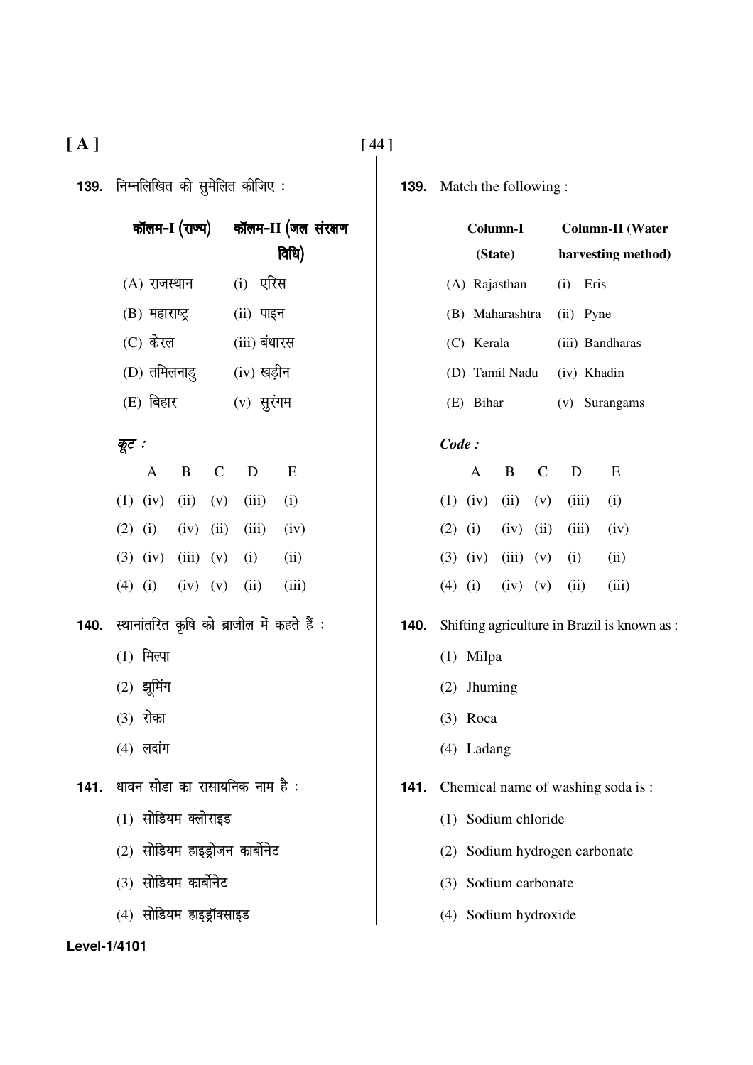**139.** निम्नलिखित को सुमेलित कीजिए :

| कॉलम-I (राज्य) | कॉलम-II (जल संरक्षण विधि) |
|---|---|
| (A) राजस्थान | (i) एरिस |
| (B) महाराष्ट्र | (ii) पाइन |
| (C) केरल | (iii) बंधारस |
| (D) तमिलनाडु | (iv) खड़ीन |
| (E) बिहार | (v) सुरंगम |

*कूट :*

| | A | B | C | D | E |
|---|---|---|---|---|---|
| (1) | (iv) | (ii) | (v) | (iii) | (i) |
| (2) | (i) | (iv) | (ii) | (iii) | (iv) |
| (3) | (iv) | (iii) | (v) | (i) | (ii) |
| (4) | (i) | (iv) | (v) | (ii) | (iii) |

**140.** स्थानांतरित कृषि को ब्राजील में कहते हैं :

(1) मिल्पा

(2) झूमिंग

(3) रोका

(4) लदांग

**141.** धावन सोडा का रासायनिक नाम है :

(1) सोडियम क्लोराइड

(2) सोडियम हाइड्रोजन कार्बोनेट

(3) सोडियम कार्बोनेट

(4) सोडियम हाइड्रॉक्साइड

**139.** Match the following :

| Column-I (State) | Column-II (Water harvesting method) |
|---|---|
| (A) Rajasthan | (i) Eris |
| (B) Maharashtra | (ii) Pyne |
| (C) Kerala | (iii) Bandharas |
| (D) Tamil Nadu | (iv) Khadin |
| (E) Bihar | (v) Surangams |

*Code :*

| | A | B | C | D | E |
|---|---|---|---|---|---|
| (1) | (iv) | (ii) | (v) | (iii) | (i) |
| (2) | (i) | (iv) | (ii) | (iii) | (iv) |
| (3) | (iv) | (iii) | (v) | (i) | (ii) |
| (4) | (i) | (iv) | (v) | (ii) | (iii) |

**140.** Shifting agriculture in Brazil is known as :

(1) Milpa

(2) Jhuming

(3) Roca

(4) Ladang

**141.** Chemical name of washing soda is :

(1) Sodium chloride

(2) Sodium hydrogen carbonate

(3) Sodium carbonate

(4) Sodium hydroxide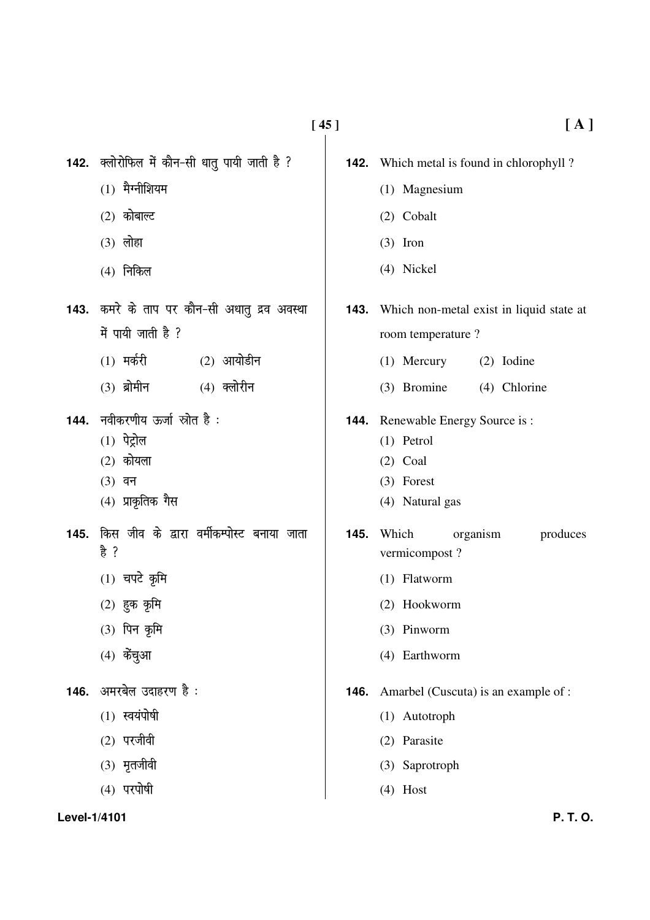**142.** क्लोरोफिल में कौन-सी धातु पायी जाती है ?

(1) मैग्नीशियम

(2) कोबाल्ट

(3) लोहा

(4) निकिल

**143.** कमरे के ताप पर कौन-सी अधातु द्रव अवस्था में पायी जाती है ?

(1) मर्करी (2) आयोडीन

(3) ब्रोमीन (4) क्लोरीन

**144.** नवीकरणीय ऊर्जा स्रोत है :

(1) पेट्रोल

(2) कोयला

(3) वन

(4) प्राकृतिक गैस

**145.** किस जीव के द्वारा वर्मीकम्पोस्ट बनाया जाता है ?

(1) चपटे कृमि

(2) हुक कृमि

(3) पिन कृमि

(4) केंचुआ

**146.** अमरबेल उदाहरण है :

(1) स्वयंपोषी

(2) परजीवी

(3) मृतजीवी

(4) परपोषी

**142.** Which metal is found in chlorophyll ?

(1) Magnesium

(2) Cobalt

(3) Iron

(4) Nickel

**143.** Which non-metal exist in liquid state at room temperature ?

(1) Mercury (2) Iodine

(3) Bromine (4) Chlorine

**144.** Renewable Energy Source is :

(1) Petrol

(2) Coal

(3) Forest

(4) Natural gas

**145.** Which organism produces vermicompost ?

(1) Flatworm

(2) Hookworm

(3) Pinworm

(4) Earthworm

**146.** Amarbel (Cuscuta) is an example of :

(1) Autotroph

(2) Parasite

(3) Saprotroph

(4) Host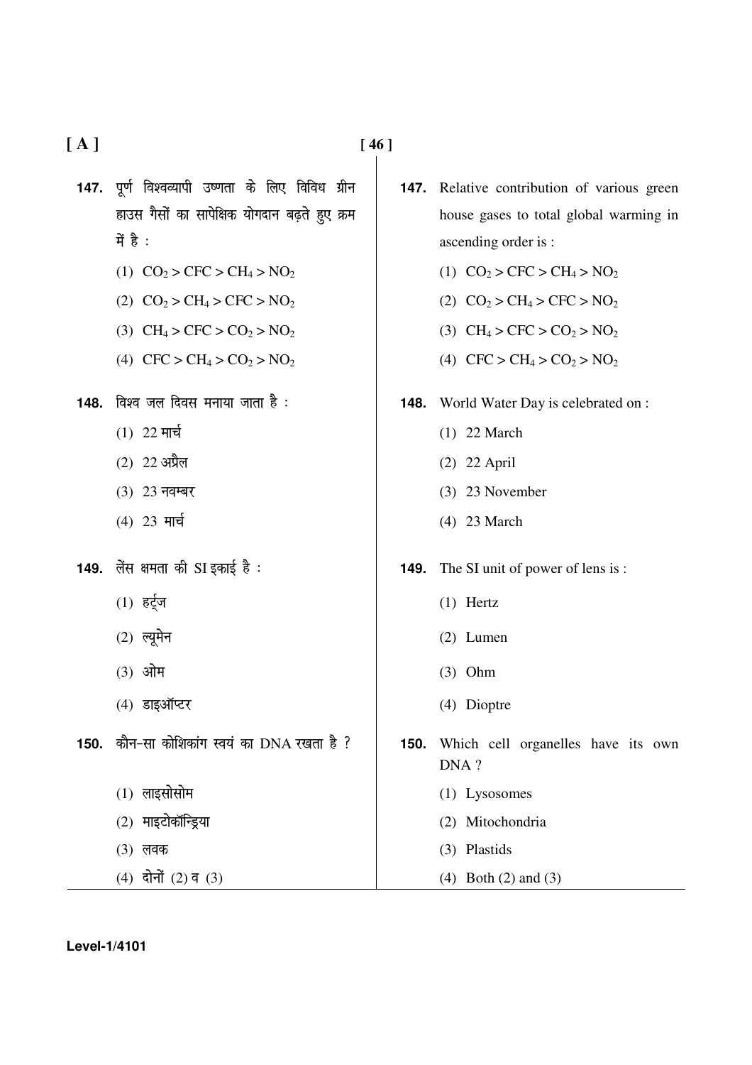**147.** पूर्ण विश्वव्यापी उष्णता के लिए विविध ग्रीन हाउस गैसों का सापेक्षिक योगदान बढ़ते हुए क्रम में है :

(1) $CO_2 > CFC > CH_4 > NO_2$

(2) $CO_2 > CH_4 > CFC > NO_2$

(3) $CH_4 > CFC > CO_2 > NO_2$

(4) $CFC > CH_4 > CO_2 > NO_2$

**148.** विश्व जल दिवस मनाया जाता है :

(1) 22 मार्च

(2) 22 अप्रैल

(3) 23 नवम्बर

(4) 23 मार्च

**149.** लेंस क्षमता की SI इकाई है :

(1) हर्ट्ज

(2) ल्यूमेन

(3) ओम

(4) डाइऑप्टर

**150.** कौन-सा कोशिकांग स्वयं का DNA रखता है ?

(1) लाइसोसोम

(2) माइटोकॉन्ड्रिया

(3) लवक

(4) दोनों (2) व (3)

**147.** Relative contribution of various green house gases to total global warming in ascending order is :

(1) $CO_2 > CFC > CH_4 > NO_2$

(2) $CO_2 > CH_4 > CFC > NO_2$

(3) $CH_4 > CFC > CO_2 > NO_2$

(4) $CFC > CH_4 > CO_2 > NO_2$

**148.** World Water Day is celebrated on :

(1) 22 March

(2) 22 April

(3) 23 November

(4) 23 March

**149.** The SI unit of power of lens is :

(1) Hertz

(2) Lumen

(3) Ohm

(4) Dioptre

**150.** Which cell organelles have its own DNA ?

(1) Lysosomes

(2) Mitochondria

(3) Plastids

(4) Both (2) and (3)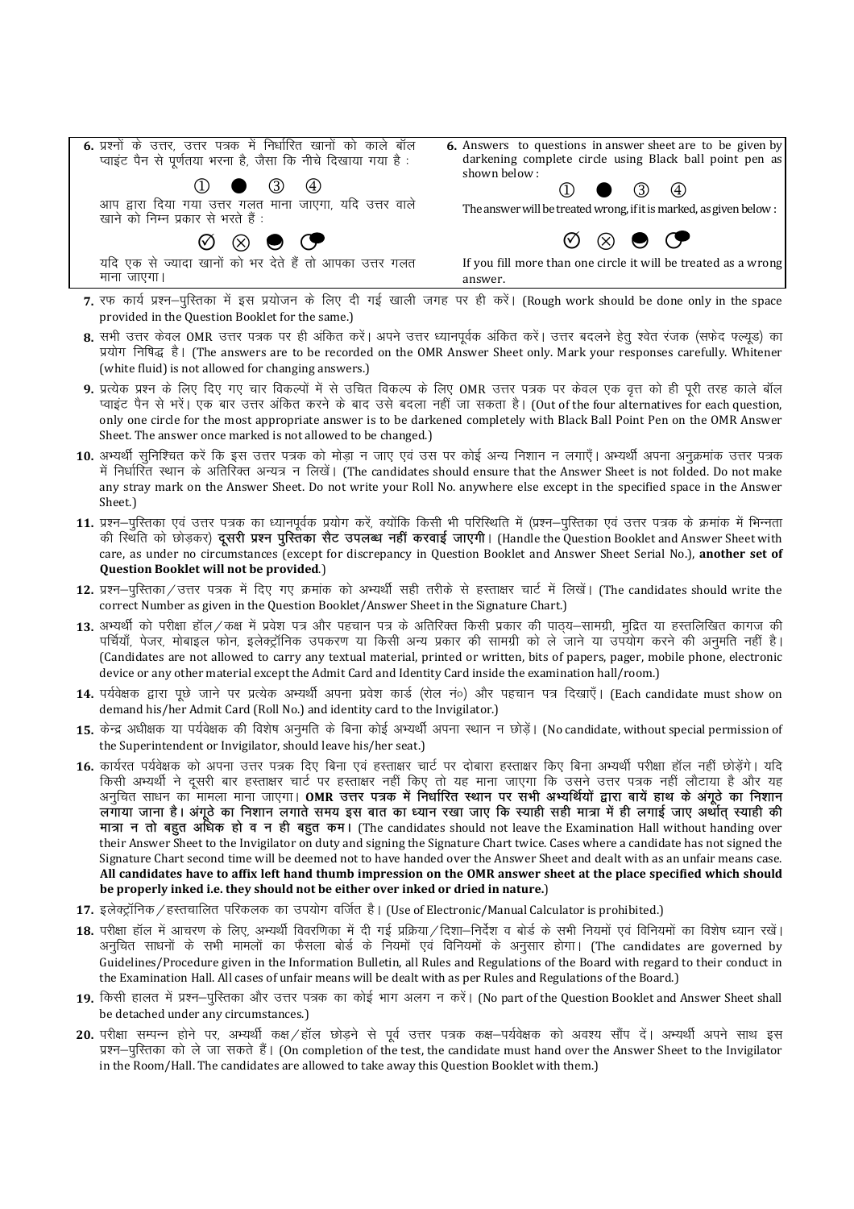| | |
|---|---|
| **6.** प्रश्नों के उत्तर, उत्तर पत्रक में निर्धारित खानों को काले बॉल प्वाइंट पैन से पूर्णतया भरना है, जैसा कि नीचे दिखाया गया है : ① ● ③ ④ आप द्वारा दिया गया उत्तर गलत माना जाएगा, यदि उत्तर वाले खाने को निम्न प्रकार से भरते हैं : ⊘ ⊗ ● ● यदि एक से ज्यादा खानों को भर देते हैं तो आपका उत्तर गलत माना जाएगा। | **6.** Answers to questions in answer sheet are to be given by darkening complete circle using Black ball point pen as shown below : ① ● ③ ④ The answer will be treated wrong, if it is marked, as given below : ⊘ ⊗ ● ● If you fill more than one circle it will be treated as a wrong answer. |

**7.** रफ कार्य प्रश्न–पुस्तिका में इस प्रयोजन के लिए दी गई खाली जगह पर ही करें। (Rough work should be done only in the space provided in the Question Booklet for the same.)

**8.** सभी उत्तर केवल OMR उत्तर पत्रक पर ही अंकित करें। अपने उत्तर ध्यानपूर्वक अंकित करें। उत्तर बदलने हेतु श्वेत रंजक (सफेद फ्ल्यूड) का प्रयोग निषिद्ध है। (The answers are to be recorded on the OMR Answer Sheet only. Mark your responses carefully. Whitener (white fluid) is not allowed for changing answers.)

**9.** प्रत्येक प्रश्न के लिए दिए गए चार विकल्पों में से उचित विकल्प के लिए OMR उत्तर पत्रक पर केवल एक वृत्त को ही पूरी तरह काले बॉल प्वाइंट पैन से भरें। एक बार उत्तर अंकित करने के बाद उसे बदला नहीं जा सकता है। (Out of the four alternatives for each question, only one circle for the most appropriate answer is to be darkened completely with Black Ball Point Pen on the OMR Answer Sheet. The answer once marked is not allowed to be changed.)

**10.** अभ्यर्थी सुनिश्चित करें कि इस उत्तर पत्रक को मोड़ा न जाए एवं उस पर कोई अन्य निशान न लगाएँ। अभ्यर्थी अपना अनुक्रमांक उत्तर पत्रक में निर्धारित स्थान के अतिरिक्त अन्यत्र न लिखें। (The candidates should ensure that the Answer Sheet is not folded. Do not make any stray mark on the Answer Sheet. Do not write your Roll No. anywhere else except in the specified space in the Answer Sheet.)

**11.** प्रश्न–पुस्तिका एवं उत्तर पत्रक का ध्यानपूर्वक प्रयोग करें, क्योंकि किसी भी परिस्थिति में (प्रश्न–पुस्तिका एवं उत्तर पत्रक के क्रमांक में भिन्नता की स्थिति को छोड़कर) **दूसरी प्रश्न पुस्तिका सैट उपलब्ध नहीं करवाई जाएगी**। (Handle the Question Booklet and Answer Sheet with care, as under no circumstances (except for discrepancy in Question Booklet and Answer Sheet Serial No.), **another set of Question Booklet will not be provided**.)

**12.** प्रश्न–पुस्तिका / उत्तर पत्रक में दिए गए क्रमांक को अभ्यर्थी सही तरीके से हस्ताक्षर चार्ट में लिखें। (The candidates should write the correct Number as given in the Question Booklet/Answer Sheet in the Signature Chart.)

**13.** अभ्यर्थी को परीक्षा हॉल / कक्ष में प्रवेश पत्र और पहचान पत्र के अतिरिक्त किसी प्रकार की पाठ्य–सामग्री, मुद्रित या हस्तलिखित कागज की पर्चियाँ, पेजर, मोबाइल फोन, इलेक्ट्रॉनिक उपकरण या किसी अन्य प्रकार की सामग्री को ले जाने या उपयोग करने की अनुमति नहीं है। (Candidates are not allowed to carry any textual material, printed or written, bits of papers, pager, mobile phone, electronic device or any other material except the Admit Card and Identity Card inside the examination hall/room.)

**14.** पर्यवेक्षक द्वारा पूछे जाने पर प्रत्येक अभ्यर्थी अपना प्रवेश कार्ड (रोल नं०) और पहचान पत्र दिखाएँ। (Each candidate must show on demand his/her Admit Card (Roll No.) and identity card to the Invigilator.)

**15.** केन्द्र अधीक्षक या पर्यवेक्षक की विशेष अनुमति के बिना कोई अभ्यर्थी अपना स्थान न छोड़ें। (No candidate, without special permission of the Superintendent or Invigilator, should leave his/her seat.)

**16.** कार्यरत पर्यवेक्षक को अपना उत्तर पत्रक दिए बिना एवं हस्ताक्षर चार्ट पर दोबारा हस्ताक्षर किए बिना अभ्यर्थी परीक्षा हॉल नहीं छोड़ेंगे। यदि किसी अभ्यर्थी ने दूसरी बार हस्ताक्षर चार्ट पर हस्ताक्षर नहीं किए तो यह माना जाएगा कि उसने उत्तर पत्रक नहीं लौटाया है और यह अनुचित साधन का मामला माना जाएगा। **OMR उत्तर पत्रक में निर्धारित स्थान पर सभी अभ्यर्थियों द्वारा बायें हाथ के अंगूठे का निशान लगाया जाना है। अंगूठे का निशान लगाते समय इस बात का ध्यान रखा जाए कि स्याही सही मात्रा में ही लगाई जाए अर्थात् स्याही की मात्रा न तो बहुत अधिक हो व न ही बहुत कम।** (The candidates should not leave the Examination Hall without handing over their Answer Sheet to the Invigilator on duty and signing the Signature Chart twice. Cases where a candidate has not signed the Signature Chart second time will be deemed not to have handed over the Answer Sheet and dealt with as an unfair means case. **All candidates have to affix left hand thumb impression on the OMR answer sheet at the place specified which should be properly inked i.e. they should not be either over inked or dried in nature.**)

**17.** इलेक्ट्रॉनिक / हस्तचालित परिकलक का उपयोग वर्जित है। (Use of Electronic/Manual Calculator is prohibited.)

**18.** परीक्षा हॉल में आचरण के लिए, अभ्यर्थी विवरणिका में दी गई प्रक्रिया / दिशा–निर्देश व बोर्ड के सभी नियमों एवं विनियमों का विशेष ध्यान रखें। अनुचित साधनों के सभी मामलों का फैसला बोर्ड के नियमों एवं विनियमों के अनुसार होगा। (The candidates are governed by Guidelines/Procedure given in the Information Bulletin, all Rules and Regulations of the Board with regard to their conduct in the Examination Hall. All cases of unfair means will be dealt with as per Rules and Regulations of the Board.)

**19.** किसी हालत में प्रश्न–पुस्तिका और उत्तर पत्रक का कोई भाग अलग न करें। (No part of the Question Booklet and Answer Sheet shall be detached under any circumstances.)

**20.** परीक्षा सम्पन्न होने पर, अभ्यर्थी कक्ष / हॉल छोड़ने से पूर्व उत्तर पत्रक कक्ष–पर्यवेक्षक को अवश्य सौंप दें। अभ्यर्थी अपने साथ इस प्रश्न–पुस्तिका को ले जा सकते हैं। (On completion of the test, the candidate must hand over the Answer Sheet to the Invigilator in the Room/Hall. The candidates are allowed to take away this Question Booklet with them.)